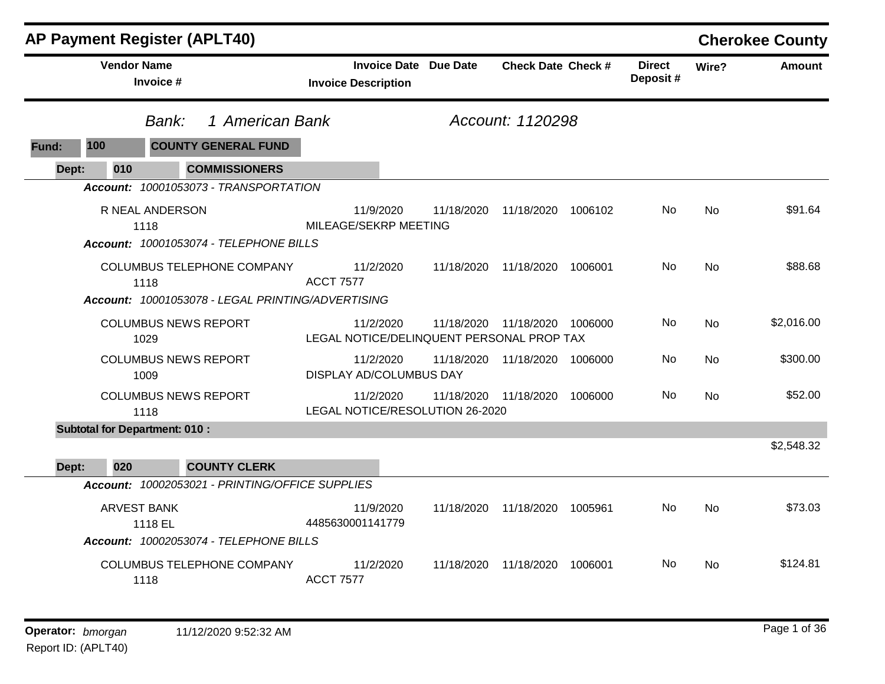# AP Payment Register (APLT40)

## Cherokee County

**Bank:** *1 American Bank* — *Account: 1120298*

**Fund:** 100 **COUNTY GENERAL FUND**

### Dept: 010 COMMISSIONERS

| Vendor Name / Invoice # | Invoice Date / Invoice Description | Due Date | Check Date | Check # | Direct Deposit # | Wire? | Amount |
|---|---|---|---|---|---|---|---|
| ***Account:** 10001053073 - TRANSPORTATION* | | | | | | | |
| R NEAL ANDERSON<br>1118 | 11/9/2020<br>MILEAGE/SEKRP MEETING | 11/18/2020 | 11/18/2020 | 1006102 | No | No | $91.64 |
| ***Account:** 10001053074 - TELEPHONE BILLS* | | | | | | | |
| COLUMBUS TELEPHONE COMPANY<br>1118 | 11/2/2020<br>ACCT 7577 | 11/18/2020 | 11/18/2020 | 1006001 | No | No | $88.68 |
| ***Account:** 10001053078 - LEGAL PRINTING/ADVERTISING* | | | | | | | |
| COLUMBUS NEWS REPORT<br>1029 | 11/2/2020<br>LEGAL NOTICE/DELINQUENT PERSONAL PROP TAX | 11/18/2020 | 11/18/2020 | 1006000 | No | No | $2,016.00 |
| COLUMBUS NEWS REPORT<br>1009 | 11/2/2020<br>DISPLAY AD/COLUMBUS DAY | 11/18/2020 | 11/18/2020 | 1006000 | No | No | $300.00 |
| COLUMBUS NEWS REPORT<br>1118 | 11/2/2020<br>LEGAL NOTICE/RESOLUTION 26-2020 | 11/18/2020 | 11/18/2020 | 1006000 | No | No | $52.00 |
| **Subtotal for Department: 010 :** | | | | | | | $2,548.32 |

### Dept: 020 COUNTY CLERK

| Vendor Name / Invoice # | Invoice Date / Invoice Description | Due Date | Check Date | Check # | Direct Deposit # | Wire? | Amount |
|---|---|---|---|---|---|---|---|
| ***Account:** 10002053021 - PRINTING/OFFICE SUPPLIES* | | | | | | | |
| ARVEST BANK<br>1118 EL | 11/9/2020<br>4485630001141779 | 11/18/2020 | 11/18/2020 | 1005961 | No | No | $73.03 |
| ***Account:** 10002053074 - TELEPHONE BILLS* | | | | | | | |
| COLUMBUS TELEPHONE COMPANY<br>1118 | 11/2/2020<br>ACCT 7577 | 11/18/2020 | 11/18/2020 | 1006001 | No | No | $124.81 |

**Operator:** *bmorgan* 11/12/2020 9:52:32 AM
Report ID: (APLT40)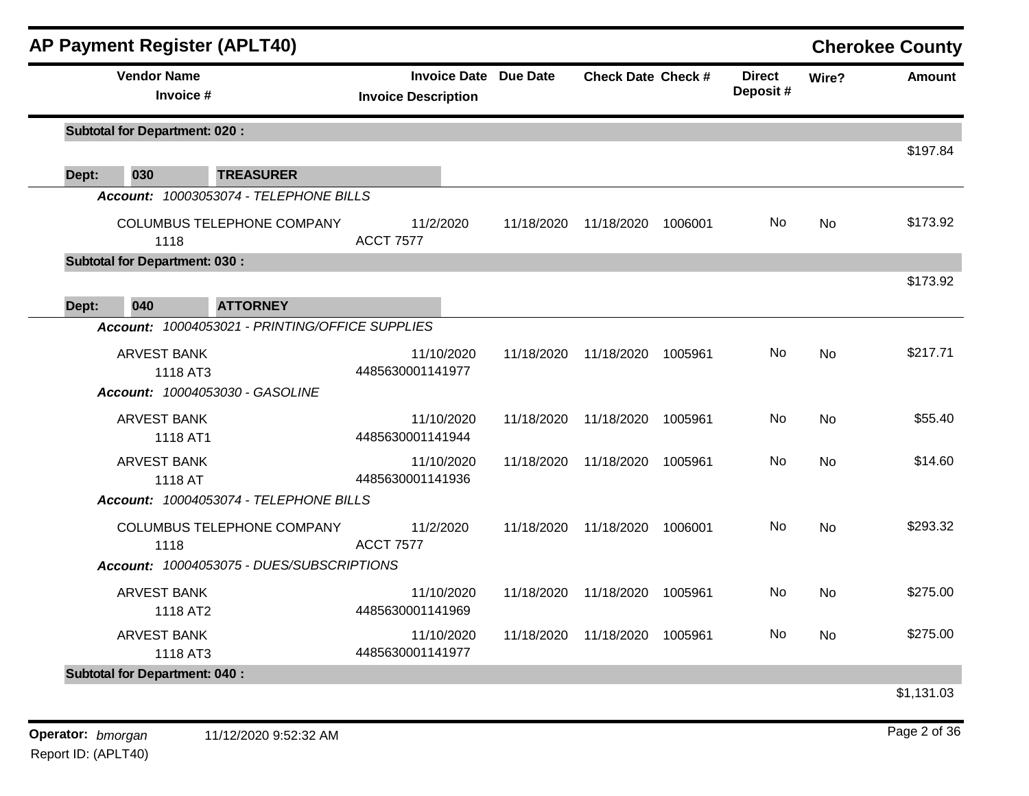# AP Payment Register (APLT40)

**Cherokee County**

| Vendor Name / Invoice # | Invoice Date / Invoice Description | Due Date | Check Date | Check # | Direct Deposit # | Wire? | Amount |
|---|---|---|---|---|---|---|---|
| **Subtotal for Department: 020 :** | | | | | | | $197.84 |
| **Dept: 030 TREASURER** | | | | | | | |
| *Account: 10003053074 - TELEPHONE BILLS* | | | | | | | |
| COLUMBUS TELEPHONE COMPANY<br>1118 | 11/2/2020<br>ACCT 7577 | 11/18/2020 | 11/18/2020 | 1006001 | No | No | $173.92 |
| **Subtotal for Department: 030 :** | | | | | | | $173.92 |
| **Dept: 040 ATTORNEY** | | | | | | | |
| *Account: 10004053021 - PRINTING/OFFICE SUPPLIES* | | | | | | | |
| ARVEST BANK<br>1118 AT3 | 11/10/2020<br>4485630001141977 | 11/18/2020 | 11/18/2020 | 1005961 | No | No | $217.71 |
| *Account: 10004053030 - GASOLINE* | | | | | | | |
| ARVEST BANK<br>1118 AT1 | 11/10/2020<br>4485630001141944 | 11/18/2020 | 11/18/2020 | 1005961 | No | No | $55.40 |
| ARVEST BANK<br>1118 AT | 11/10/2020<br>4485630001141936 | 11/18/2020 | 11/18/2020 | 1005961 | No | No | $14.60 |
| *Account: 10004053074 - TELEPHONE BILLS* | | | | | | | |
| COLUMBUS TELEPHONE COMPANY<br>1118 | 11/2/2020<br>ACCT 7577 | 11/18/2020 | 11/18/2020 | 1006001 | No | No | $293.32 |
| *Account: 10004053075 - DUES/SUBSCRIPTIONS* | | | | | | | |
| ARVEST BANK<br>1118 AT2 | 11/10/2020<br>4485630001141969 | 11/18/2020 | 11/18/2020 | 1005961 | No | No | $275.00 |
| ARVEST BANK<br>1118 AT3 | 11/10/2020<br>4485630001141977 | 11/18/2020 | 11/18/2020 | 1005961 | No | No | $275.00 |
| **Subtotal for Department: 040 :** | | | | | | | $1,131.03 |

**Operator:** *bmorgan* 11/12/2020 9:52:32 AM

Report ID: (APLT40)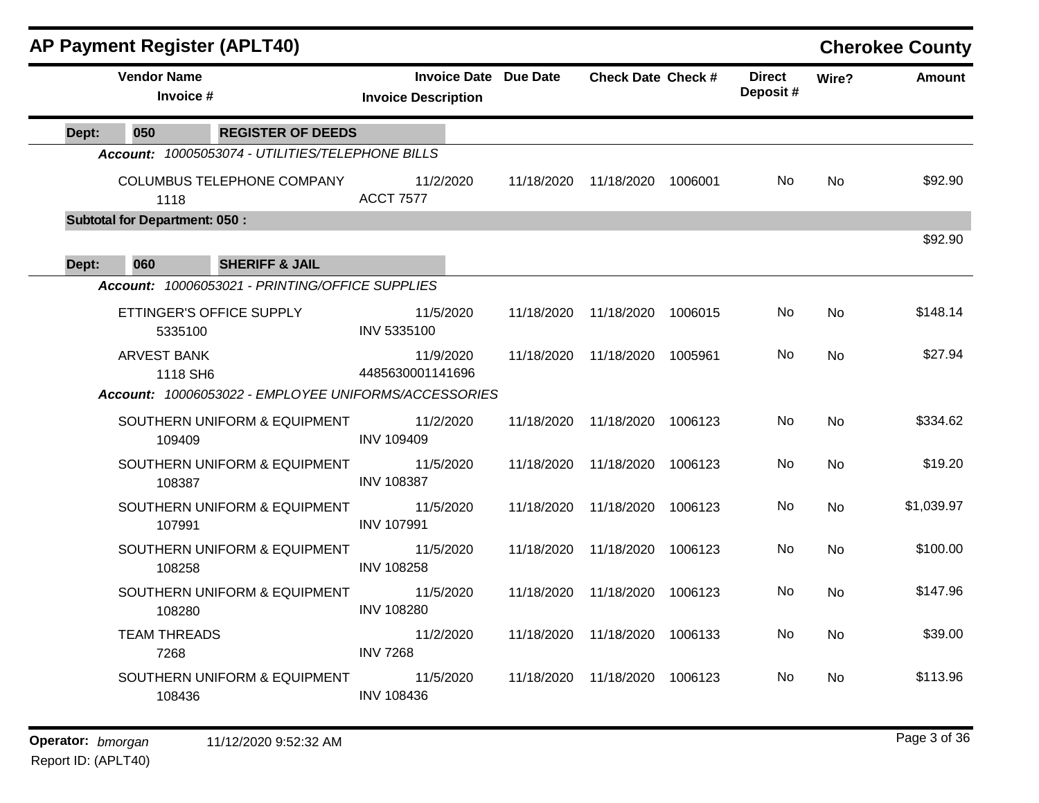## AP Payment Register (APLT40)

**Cherokee County**

| Vendor Name / Invoice # | Invoice Date / Invoice Description | Due Date | Check Date | Check # | Direct Deposit # | Wire? | Amount |
|---|---|---|---|---|---|---|---|
| **Dept: 050 REGISTER OF DEEDS** | | | | | | | |
| *Account: 10005053074 - UTILITIES/TELEPHONE BILLS* | | | | | | | |
| COLUMBUS TELEPHONE COMPANY 1118 | 11/2/2020 ACCT 7577 | 11/18/2020 | 11/18/2020 | 1006001 | No | No | $92.90 |
| **Subtotal for Department: 050 :** | | | | | | | $92.90 |
| **Dept: 060 SHERIFF & JAIL** | | | | | | | |
| *Account: 10006053021 - PRINTING/OFFICE SUPPLIES* | | | | | | | |
| ETTINGER'S OFFICE SUPPLY 5335100 | 11/5/2020 INV 5335100 | 11/18/2020 | 11/18/2020 | 1006015 | No | No | $148.14 |
| ARVEST BANK 1118 SH6 | 11/9/2020 4485630001141696 | 11/18/2020 | 11/18/2020 | 1005961 | No | No | $27.94 |
| *Account: 10006053022 - EMPLOYEE UNIFORMS/ACCESSORIES* | | | | | | | |
| SOUTHERN UNIFORM & EQUIPMENT 109409 | 11/2/2020 INV 109409 | 11/18/2020 | 11/18/2020 | 1006123 | No | No | $334.62 |
| SOUTHERN UNIFORM & EQUIPMENT 108387 | 11/5/2020 INV 108387 | 11/18/2020 | 11/18/2020 | 1006123 | No | No | $19.20 |
| SOUTHERN UNIFORM & EQUIPMENT 107991 | 11/5/2020 INV 107991 | 11/18/2020 | 11/18/2020 | 1006123 | No | No | $1,039.97 |
| SOUTHERN UNIFORM & EQUIPMENT 108258 | 11/5/2020 INV 108258 | 11/18/2020 | 11/18/2020 | 1006123 | No | No | $100.00 |
| SOUTHERN UNIFORM & EQUIPMENT 108280 | 11/5/2020 INV 108280 | 11/18/2020 | 11/18/2020 | 1006123 | No | No | $147.96 |
| TEAM THREADS 7268 | 11/2/2020 INV 7268 | 11/18/2020 | 11/18/2020 | 1006133 | No | No | $39.00 |
| SOUTHERN UNIFORM & EQUIPMENT 108436 | 11/5/2020 INV 108436 | 11/18/2020 | 11/18/2020 | 1006123 | No | No | $113.96 |

**Operator:** *bmorgan* 11/12/2020 9:52:32 AM

Report ID: (APLT40)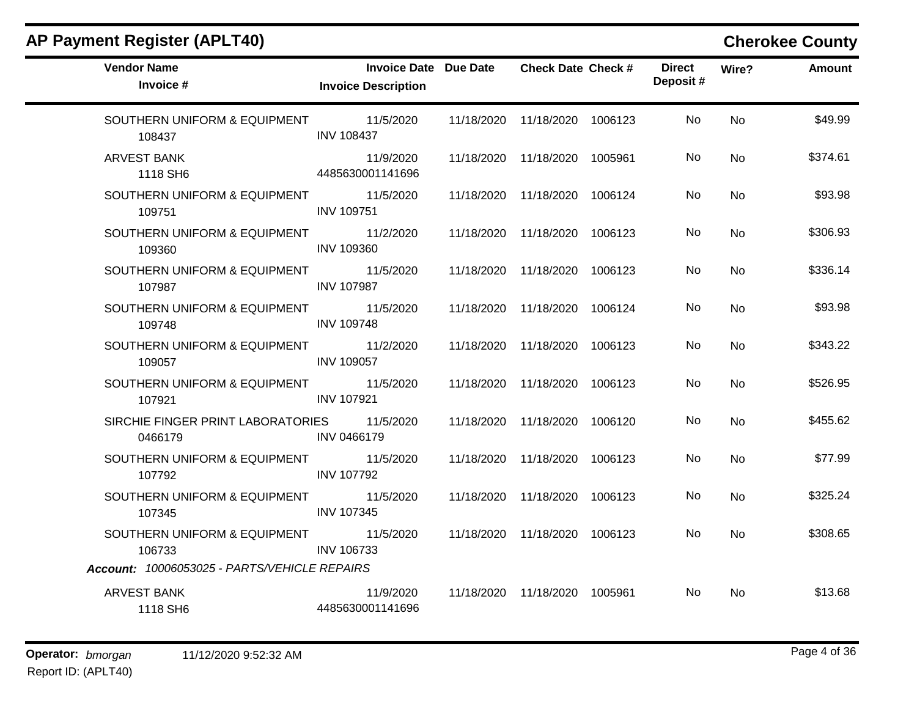## AP Payment Register (APLT40)

## Cherokee County

| Vendor Name / Invoice # | Invoice Date / Invoice Description | Due Date | Check Date | Check # | Direct Deposit # | Wire? | Amount |
|---|---|---|---|---|---|---|---|
| SOUTHERN UNIFORM & EQUIPMENT 108437 | 11/5/2020 INV 108437 | 11/18/2020 | 11/18/2020 | 1006123 | No | No | $49.99 |
| ARVEST BANK 1118 SH6 | 11/9/2020 4485630001141696 | 11/18/2020 | 11/18/2020 | 1005961 | No | No | $374.61 |
| SOUTHERN UNIFORM & EQUIPMENT 109751 | 11/5/2020 INV 109751 | 11/18/2020 | 11/18/2020 | 1006124 | No | No | $93.98 |
| SOUTHERN UNIFORM & EQUIPMENT 109360 | 11/2/2020 INV 109360 | 11/18/2020 | 11/18/2020 | 1006123 | No | No | $306.93 |
| SOUTHERN UNIFORM & EQUIPMENT 107987 | 11/5/2020 INV 107987 | 11/18/2020 | 11/18/2020 | 1006123 | No | No | $336.14 |
| SOUTHERN UNIFORM & EQUIPMENT 109748 | 11/5/2020 INV 109748 | 11/18/2020 | 11/18/2020 | 1006124 | No | No | $93.98 |
| SOUTHERN UNIFORM & EQUIPMENT 109057 | 11/2/2020 INV 109057 | 11/18/2020 | 11/18/2020 | 1006123 | No | No | $343.22 |
| SOUTHERN UNIFORM & EQUIPMENT 107921 | 11/5/2020 INV 107921 | 11/18/2020 | 11/18/2020 | 1006123 | No | No | $526.95 |
| SIRCHIE FINGER PRINT LABORATORIES 0466179 | 11/5/2020 INV 0466179 | 11/18/2020 | 11/18/2020 | 1006120 | No | No | $455.62 |
| SOUTHERN UNIFORM & EQUIPMENT 107792 | 11/5/2020 INV 107792 | 11/18/2020 | 11/18/2020 | 1006123 | No | No | $77.99 |
| SOUTHERN UNIFORM & EQUIPMENT 107345 | 11/5/2020 INV 107345 | 11/18/2020 | 11/18/2020 | 1006123 | No | No | $325.24 |
| SOUTHERN UNIFORM & EQUIPMENT 106733 | 11/5/2020 INV 106733 | 11/18/2020 | 11/18/2020 | 1006123 | No | No | $308.65 |

***Account:*** *10006053025 - PARTS/VEHICLE REPAIRS*

| Vendor Name / Invoice # | Invoice Date / Invoice Description | Due Date | Check Date | Check # | Direct Deposit # | Wire? | Amount |
|---|---|---|---|---|---|---|---|
| ARVEST BANK 1118 SH6 | 11/9/2020 4485630001141696 | 11/18/2020 | 11/18/2020 | 1005961 | No | No | $13.68 |

**Operator:** *bmorgan* 11/12/2020 9:52:32 AM

Report ID: (APLT40)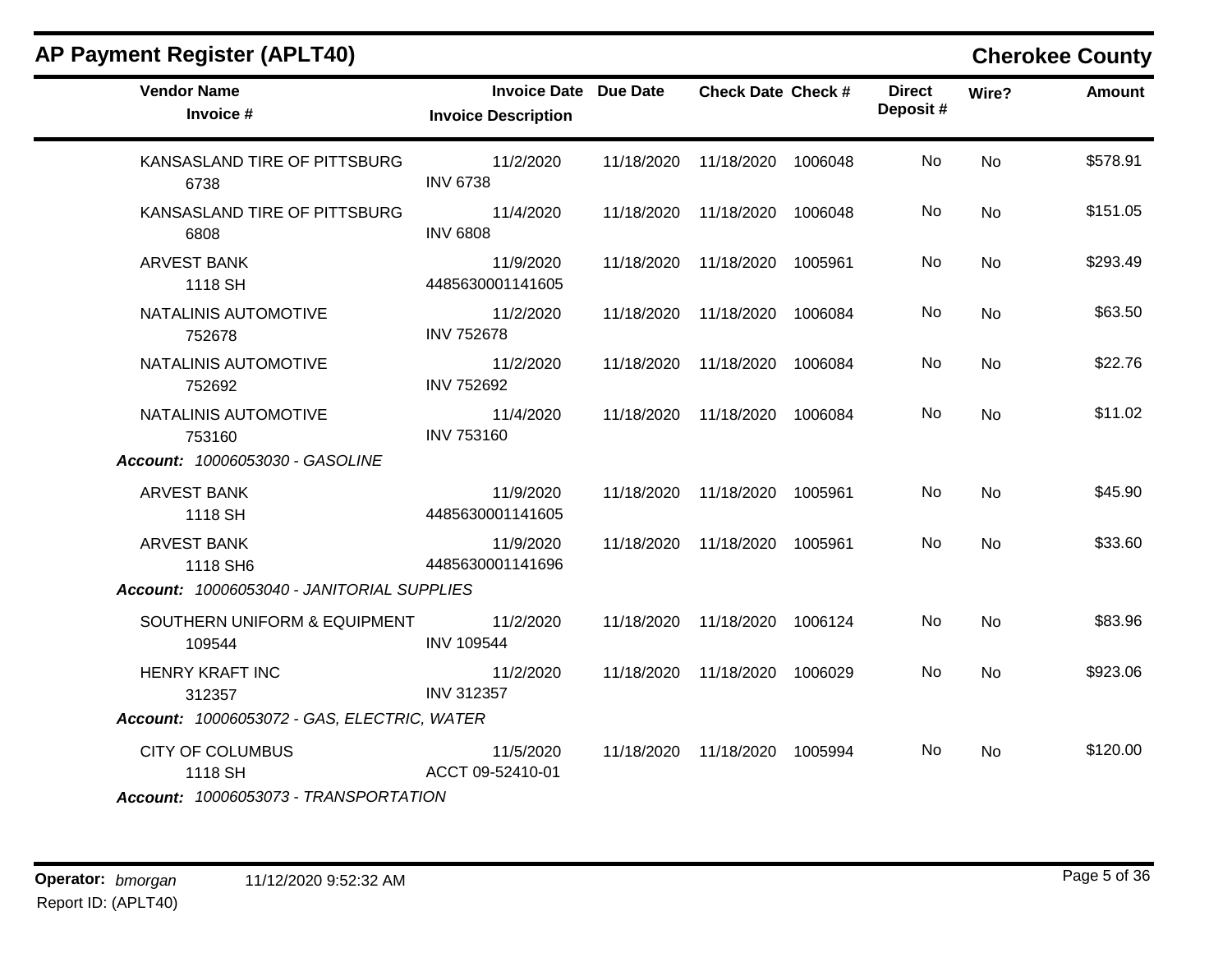## AP Payment Register (APLT40)

**Cherokee County**

| Vendor Name / Invoice # | Invoice Date / Invoice Description | Due Date | Check Date | Check # | Direct Deposit # | Wire? | Amount |
|---|---|---|---|---|---|---|---|
| KANSASLAND TIRE OF PITTSBURG<br>6738 | 11/2/2020<br>INV 6738 | 11/18/2020 | 11/18/2020 | 1006048 | No | No | $578.91 |
| KANSASLAND TIRE OF PITTSBURG<br>6808 | 11/4/2020<br>INV 6808 | 11/18/2020 | 11/18/2020 | 1006048 | No | No | $151.05 |
| ARVEST BANK<br>1118 SH | 11/9/2020<br>4485630001141605 | 11/18/2020 | 11/18/2020 | 1005961 | No | No | $293.49 |
| NATALINIS AUTOMOTIVE<br>752678 | 11/2/2020<br>INV 752678 | 11/18/2020 | 11/18/2020 | 1006084 | No | No | $63.50 |
| NATALINIS AUTOMOTIVE<br>752692 | 11/2/2020<br>INV 752692 | 11/18/2020 | 11/18/2020 | 1006084 | No | No | $22.76 |
| NATALINIS AUTOMOTIVE<br>753160 | 11/4/2020<br>INV 753160 | 11/18/2020 | 11/18/2020 | 1006084 | No | No | $11.02 |
| ***Account:** 10006053030 - GASOLINE* | | | | | | | |
| ARVEST BANK<br>1118 SH | 11/9/2020<br>4485630001141605 | 11/18/2020 | 11/18/2020 | 1005961 | No | No | $45.90 |
| ARVEST BANK<br>1118 SH6 | 11/9/2020<br>4485630001141696 | 11/18/2020 | 11/18/2020 | 1005961 | No | No | $33.60 |
| ***Account:** 10006053040 - JANITORIAL SUPPLIES* | | | | | | | |
| SOUTHERN UNIFORM & EQUIPMENT<br>109544 | 11/2/2020<br>INV 109544 | 11/18/2020 | 11/18/2020 | 1006124 | No | No | $83.96 |
| HENRY KRAFT INC<br>312357 | 11/2/2020<br>INV 312357 | 11/18/2020 | 11/18/2020 | 1006029 | No | No | $923.06 |
| ***Account:** 10006053072 - GAS, ELECTRIC, WATER* | | | | | | | |
| CITY OF COLUMBUS<br>1118 SH | 11/5/2020<br>ACCT 09-52410-01 | 11/18/2020 | 11/18/2020 | 1005994 | No | No | $120.00 |
| ***Account:** 10006053073 - TRANSPORTATION* | | | | | | | |

**Operator:** *bmorgan* 11/12/2020 9:52:32 AM
Report ID: (APLT40)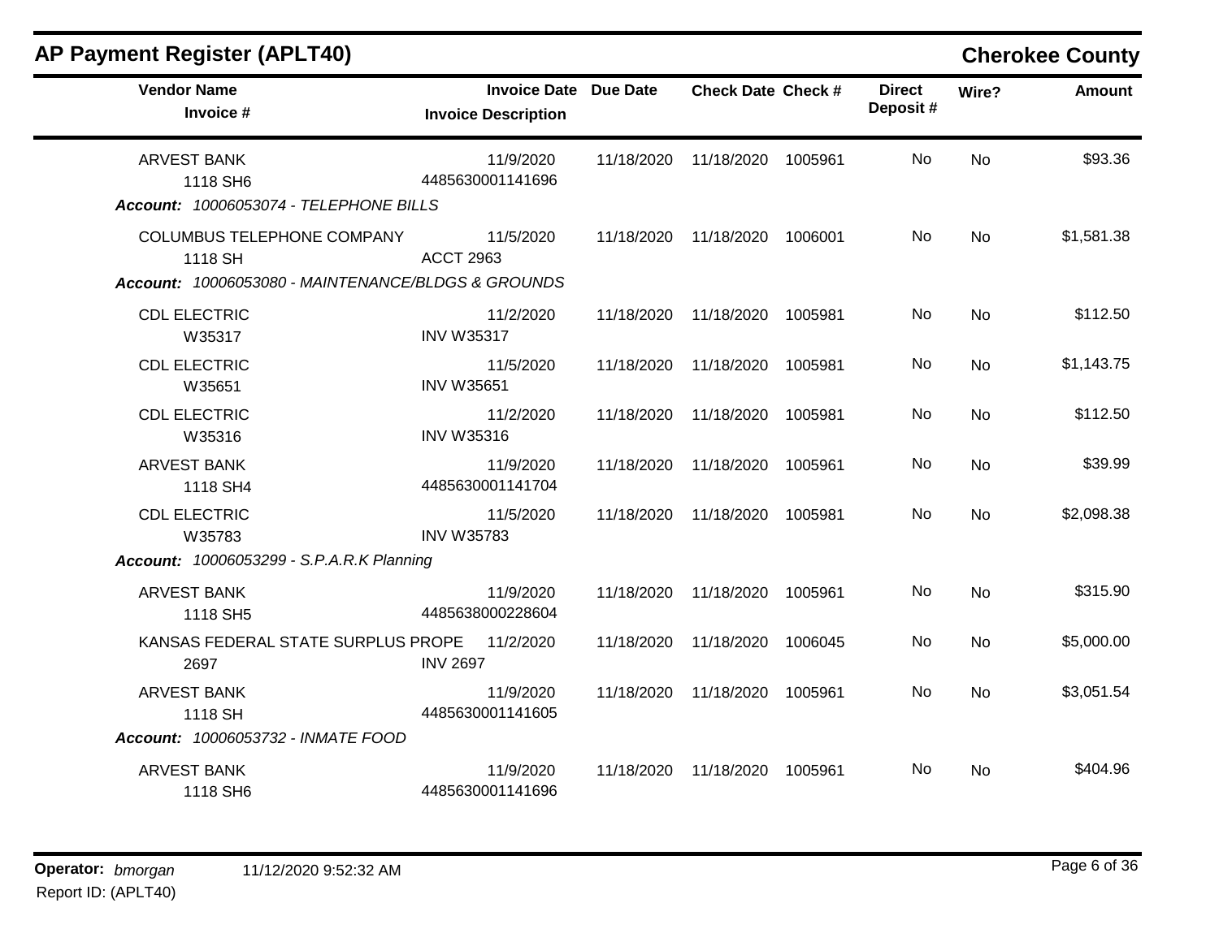## AP Payment Register (APLT40)

**Cherokee County**

| Vendor Name / Invoice # | Invoice Date / Invoice Description | Due Date | Check Date | Check # | Direct Deposit # | Wire? | Amount |
|---|---|---|---|---|---|---|---|
| ARVEST BANK<br>1118 SH6 | 11/9/2020<br>4485630001141696 | 11/18/2020 | 11/18/2020 | 1005961 | No | No | $93.36 |
| ***Account:** 10006053074 - TELEPHONE BILLS* | | | | | | | |
| COLUMBUS TELEPHONE COMPANY<br>1118 SH | 11/5/2020<br>ACCT 2963 | 11/18/2020 | 11/18/2020 | 1006001 | No | No | $1,581.38 |
| ***Account:** 10006053080 - MAINTENANCE/BLDGS & GROUNDS* | | | | | | | |
| CDL ELECTRIC<br>W35317 | 11/2/2020<br>INV W35317 | 11/18/2020 | 11/18/2020 | 1005981 | No | No | $112.50 |
| CDL ELECTRIC<br>W35651 | 11/5/2020<br>INV W35651 | 11/18/2020 | 11/18/2020 | 1005981 | No | No | $1,143.75 |
| CDL ELECTRIC<br>W35316 | 11/2/2020<br>INV W35316 | 11/18/2020 | 11/18/2020 | 1005981 | No | No | $112.50 |
| ARVEST BANK<br>1118 SH4 | 11/9/2020<br>4485630001141704 | 11/18/2020 | 11/18/2020 | 1005961 | No | No | $39.99 |
| CDL ELECTRIC<br>W35783 | 11/5/2020<br>INV W35783 | 11/18/2020 | 11/18/2020 | 1005981 | No | No | $2,098.38 |
| ***Account:** 10006053299 - S.P.A.R.K Planning* | | | | | | | |
| ARVEST BANK<br>1118 SH5 | 11/9/2020<br>4485638000228604 | 11/18/2020 | 11/18/2020 | 1005961 | No | No | $315.90 |
| KANSAS FEDERAL STATE SURPLUS PROPE<br>2697 | 11/2/2020<br>INV 2697 | 11/18/2020 | 11/18/2020 | 1006045 | No | No | $5,000.00 |
| ARVEST BANK<br>1118 SH | 11/9/2020<br>4485630001141605 | 11/18/2020 | 11/18/2020 | 1005961 | No | No | $3,051.54 |
| ***Account:** 10006053732 - INMATE FOOD* | | | | | | | |
| ARVEST BANK<br>1118 SH6 | 11/9/2020<br>4485630001141696 | 11/18/2020 | 11/18/2020 | 1005961 | No | No | $404.96 |

**Operator:** *bmorgan* 11/12/2020 9:52:32 AM
Report ID: (APLT40)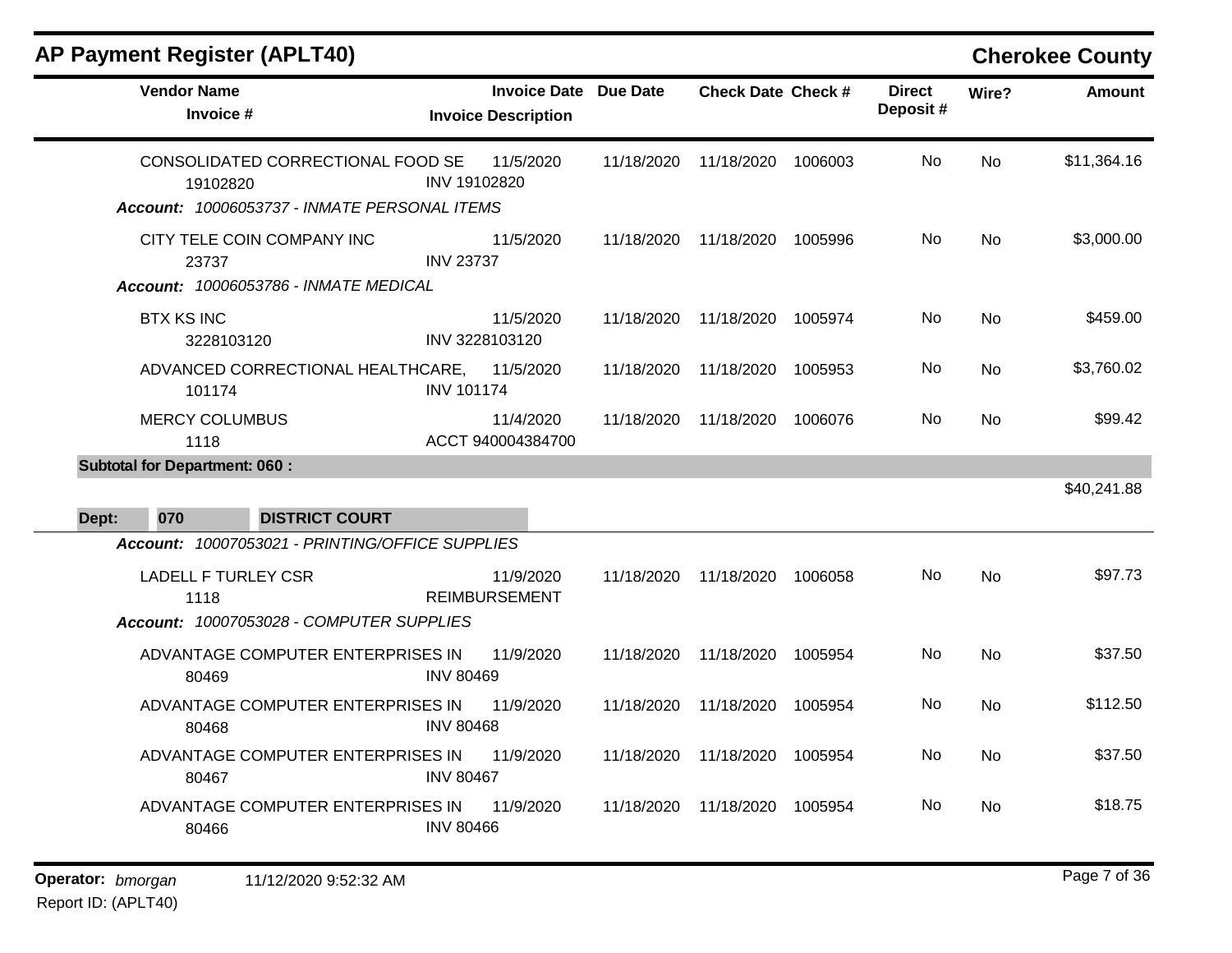# AP Payment Register (APLT40)

**Cherokee County**

| Vendor Name / Invoice # | Invoice Date / Invoice Description | Due Date | Check Date | Check # | Direct Deposit # | Wire? | Amount |
|---|---|---|---|---|---|---|---|
| CONSOLIDATED CORRECTIONAL FOOD SE<br>19102820 | 11/5/2020<br>INV 19102820 | 11/18/2020 | 11/18/2020 | 1006003 | No | No | $11,364.16 |
| ***Account: 10006053737 - INMATE PERSONAL ITEMS*** | | | | | | | |
| CITY TELE COIN COMPANY INC<br>23737 | 11/5/2020<br>INV 23737 | 11/18/2020 | 11/18/2020 | 1005996 | No | No | $3,000.00 |
| ***Account: 10006053786 - INMATE MEDICAL*** | | | | | | | |
| BTX KS INC<br>3228103120 | 11/5/2020<br>INV 3228103120 | 11/18/2020 | 11/18/2020 | 1005974 | No | No | $459.00 |
| ADVANCED CORRECTIONAL HEALTHCARE,<br>101174 | 11/5/2020<br>INV 101174 | 11/18/2020 | 11/18/2020 | 1005953 | No | No | $3,760.02 |
| MERCY COLUMBUS<br>1118 | 11/4/2020<br>ACCT 940004384700 | 11/18/2020 | 11/18/2020 | 1006076 | No | No | $99.42 |
| **Subtotal for Department: 060 :** | | | | | | | $40,241.88 |
| **Dept: 070 DISTRICT COURT** | | | | | | | |
| ***Account: 10007053021 - PRINTING/OFFICE SUPPLIES*** | | | | | | | |
| LADELL F TURLEY CSR<br>1118 | 11/9/2020<br>REIMBURSEMENT | 11/18/2020 | 11/18/2020 | 1006058 | No | No | $97.73 |
| ***Account: 10007053028 - COMPUTER SUPPLIES*** | | | | | | | |
| ADVANTAGE COMPUTER ENTERPRISES IN<br>80469 | 11/9/2020<br>INV 80469 | 11/18/2020 | 11/18/2020 | 1005954 | No | No | $37.50 |
| ADVANTAGE COMPUTER ENTERPRISES IN<br>80468 | 11/9/2020<br>INV 80468 | 11/18/2020 | 11/18/2020 | 1005954 | No | No | $112.50 |
| ADVANTAGE COMPUTER ENTERPRISES IN<br>80467 | 11/9/2020<br>INV 80467 | 11/18/2020 | 11/18/2020 | 1005954 | No | No | $37.50 |
| ADVANTAGE COMPUTER ENTERPRISES IN<br>80466 | 11/9/2020<br>INV 80466 | 11/18/2020 | 11/18/2020 | 1005954 | No | No | $18.75 |

**Operator:** *bmorgan* 11/12/2020 9:52:32 AM

Report ID: (APLT40)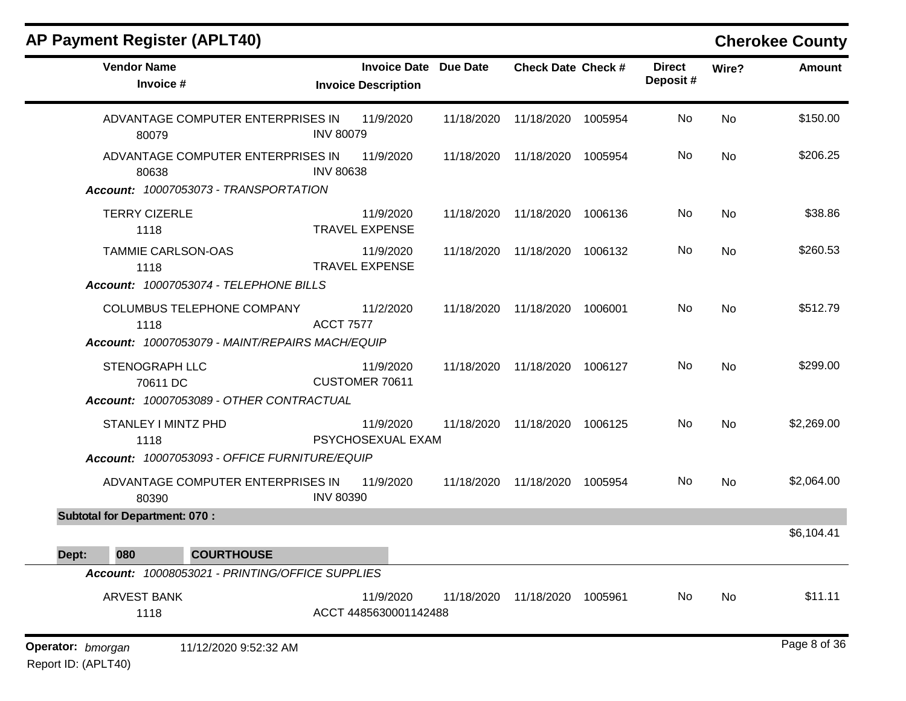# AP Payment Register (APLT40)

**Cherokee County**

| Vendor Name / Invoice # | Invoice Date / Invoice Description | Due Date | Check Date | Check # | Direct Deposit # | Wire? | Amount |
|---|---|---|---|---|---|---|---|
| ADVANTAGE COMPUTER ENTERPRISES IN<br>80079 | 11/9/2020<br>INV 80079 | 11/18/2020 | 11/18/2020 | 1005954 | No | No | $150.00 |
| ADVANTAGE COMPUTER ENTERPRISES IN<br>80638 | 11/9/2020<br>INV 80638 | 11/18/2020 | 11/18/2020 | 1005954 | No | No | $206.25 |
| ***Account:** 10007053073 - TRANSPORTATION* | | | | | | | |
| TERRY CIZERLE<br>1118 | 11/9/2020<br>TRAVEL EXPENSE | 11/18/2020 | 11/18/2020 | 1006136 | No | No | $38.86 |
| TAMMIE CARLSON-OAS<br>1118 | 11/9/2020<br>TRAVEL EXPENSE | 11/18/2020 | 11/18/2020 | 1006132 | No | No | $260.53 |
| ***Account:** 10007053074 - TELEPHONE BILLS* | | | | | | | |
| COLUMBUS TELEPHONE COMPANY<br>1118 | 11/2/2020<br>ACCT 7577 | 11/18/2020 | 11/18/2020 | 1006001 | No | No | $512.79 |
| ***Account:** 10007053079 - MAINT/REPAIRS MACH/EQUIP* | | | | | | | |
| STENOGRAPH LLC<br>70611 DC | 11/9/2020<br>CUSTOMER 70611 | 11/18/2020 | 11/18/2020 | 1006127 | No | No | $299.00 |
| ***Account:** 10007053089 - OTHER CONTRACTUAL* | | | | | | | |
| STANLEY I MINTZ PHD<br>1118 | 11/9/2020<br>PSYCHOSEXUAL EXAM | 11/18/2020 | 11/18/2020 | 1006125 | No | No | $2,269.00 |
| ***Account:** 10007053093 - OFFICE FURNITURE/EQUIP* | | | | | | | |
| ADVANTAGE COMPUTER ENTERPRISES IN<br>80390 | 11/9/2020<br>INV 80390 | 11/18/2020 | 11/18/2020 | 1005954 | No | No | $2,064.00 |
| **Subtotal for Department: 070 :** | | | | | | | $6,104.41 |
| **Dept: 080 COURTHOUSE** | | | | | | | |
| ***Account:** 10008053021 - PRINTING/OFFICE SUPPLIES* | | | | | | | |
| ARVEST BANK<br>1118 | 11/9/2020<br>ACCT 4485630001142488 | 11/18/2020 | 11/18/2020 | 1005961 | No | No | $11.11 |

**Operator:** *bmorgan* 11/12/2020 9:52:32 AM

Report ID: (APLT40)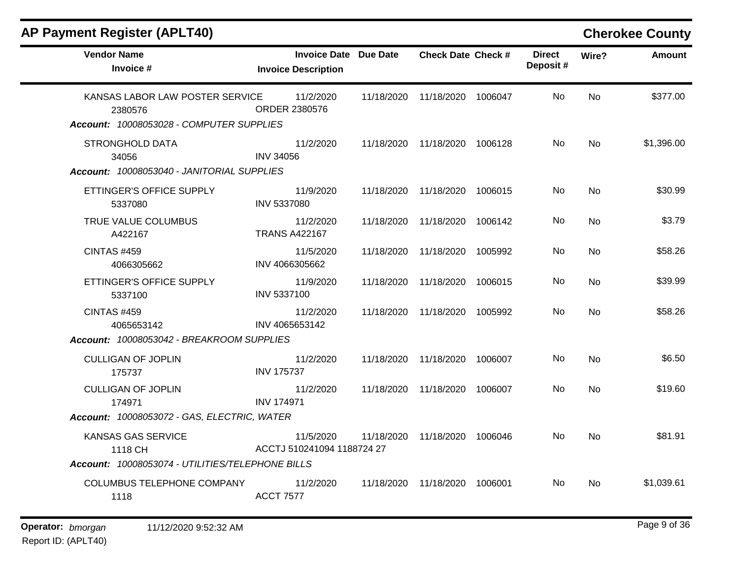## AP Payment Register (APLT40)

**Cherokee County**

| Vendor Name / Invoice # | Invoice Date / Invoice Description | Due Date | Check Date | Check # | Direct Deposit # | Wire? | Amount |
|---|---|---|---|---|---|---|---|
| KANSAS LABOR LAW POSTER SERVICE<br>2380576 | 11/2/2020<br>ORDER 2380576 | 11/18/2020 | 11/18/2020 | 1006047 | No | No | $377.00 |
| ***Account: 10008053028 - COMPUTER SUPPLIES*** | | | | | | | |
| STRONGHOLD DATA<br>34056 | 11/2/2020<br>INV 34056 | 11/18/2020 | 11/18/2020 | 1006128 | No | No | $1,396.00 |
| ***Account: 10008053040 - JANITORIAL SUPPLIES*** | | | | | | | |
| ETTINGER'S OFFICE SUPPLY<br>5337080 | 11/9/2020<br>INV 5337080 | 11/18/2020 | 11/18/2020 | 1006015 | No | No | $30.99 |
| TRUE VALUE COLUMBUS<br>A422167 | 11/2/2020<br>TRANS A422167 | 11/18/2020 | 11/18/2020 | 1006142 | No | No | $3.79 |
| CINTAS #459<br>4066305662 | 11/5/2020<br>INV 4066305662 | 11/18/2020 | 11/18/2020 | 1005992 | No | No | $58.26 |
| ETTINGER'S OFFICE SUPPLY<br>5337100 | 11/9/2020<br>INV 5337100 | 11/18/2020 | 11/18/2020 | 1006015 | No | No | $39.99 |
| CINTAS #459<br>4065653142 | 11/2/2020<br>INV 4065653142 | 11/18/2020 | 11/18/2020 | 1005992 | No | No | $58.26 |
| ***Account: 10008053042 - BREAKROOM SUPPLIES*** | | | | | | | |
| CULLIGAN OF JOPLIN<br>175737 | 11/2/2020<br>INV 175737 | 11/18/2020 | 11/18/2020 | 1006007 | No | No | $6.50 |
| CULLIGAN OF JOPLIN<br>174971 | 11/2/2020<br>INV 174971 | 11/18/2020 | 11/18/2020 | 1006007 | No | No | $19.60 |
| ***Account: 10008053072 - GAS, ELECTRIC, WATER*** | | | | | | | |
| KANSAS GAS SERVICE<br>1118 CH | 11/5/2020<br>ACCTJ 510241094 1188724 27 | 11/18/2020 | 11/18/2020 | 1006046 | No | No | $81.91 |
| ***Account: 10008053074 - UTILITIES/TELEPHONE BILLS*** | | | | | | | |
| COLUMBUS TELEPHONE COMPANY<br>1118 | 11/2/2020<br>ACCT 7577 | 11/18/2020 | 11/18/2020 | 1006001 | No | No | $1,039.61 |

**Operator:** *bmorgan* 11/12/2020 9:52:32 AM
Report ID: (APLT40)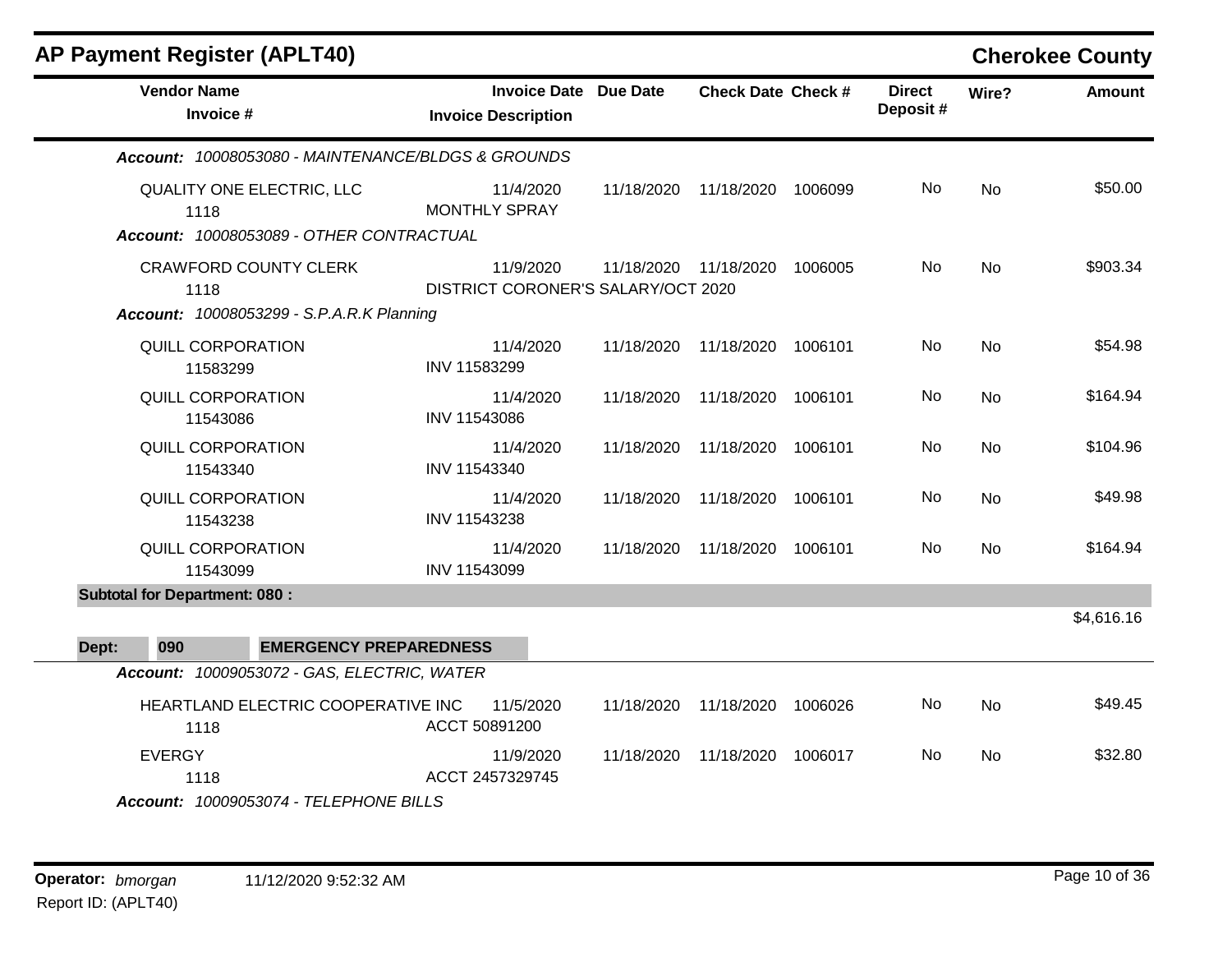## AP Payment Register (APLT40)

**Cherokee County**

| Vendor Name / Invoice # | Invoice Date / Invoice Description | Due Date | Check Date | Check # | Direct Deposit # | Wire? | Amount |
|---|---|---|---|---|---|---|---|
| ***Account: 10008053080 - MAINTENANCE/BLDGS & GROUNDS*** | | | | | | | |
| QUALITY ONE ELECTRIC, LLC<br>1118 | 11/4/2020<br>MONTHLY SPRAY | 11/18/2020 | 11/18/2020 | 1006099 | No | No | $50.00 |
| ***Account: 10008053089 - OTHER CONTRACTUAL*** | | | | | | | |
| CRAWFORD COUNTY CLERK<br>1118 | 11/9/2020<br>DISTRICT CORONER'S SALARY/OCT 2020 | 11/18/2020 | 11/18/2020 | 1006005 | No | No | $903.34 |
| ***Account: 10008053299 - S.P.A.R.K Planning*** | | | | | | | |
| QUILL CORPORATION<br>11583299 | 11/4/2020<br>INV 11583299 | 11/18/2020 | 11/18/2020 | 1006101 | No | No | $54.98 |
| QUILL CORPORATION<br>11543086 | 11/4/2020<br>INV 11543086 | 11/18/2020 | 11/18/2020 | 1006101 | No | No | $164.94 |
| QUILL CORPORATION<br>11543340 | 11/4/2020<br>INV 11543340 | 11/18/2020 | 11/18/2020 | 1006101 | No | No | $104.96 |
| QUILL CORPORATION<br>11543238 | 11/4/2020<br>INV 11543238 | 11/18/2020 | 11/18/2020 | 1006101 | No | No | $49.98 |
| QUILL CORPORATION<br>11543099 | 11/4/2020<br>INV 11543099 | 11/18/2020 | 11/18/2020 | 1006101 | No | No | $164.94 |
| **Subtotal for Department: 080 :** | | | | | | | $4,616.16 |
| **Dept: 090 EMERGENCY PREPAREDNESS** | | | | | | | |
| ***Account: 10009053072 - GAS, ELECTRIC, WATER*** | | | | | | | |
| HEARTLAND ELECTRIC COOPERATIVE INC<br>1118 | 11/5/2020<br>ACCT 50891200 | 11/18/2020 | 11/18/2020 | 1006026 | No | No | $49.45 |
| EVERGY<br>1118 | 11/9/2020<br>ACCT 2457329745 | 11/18/2020 | 11/18/2020 | 1006017 | No | No | $32.80 |
| ***Account: 10009053074 - TELEPHONE BILLS*** | | | | | | | |

**Operator:** *bmorgan* 11/12/2020 9:52:32 AM
Report ID: (APLT40)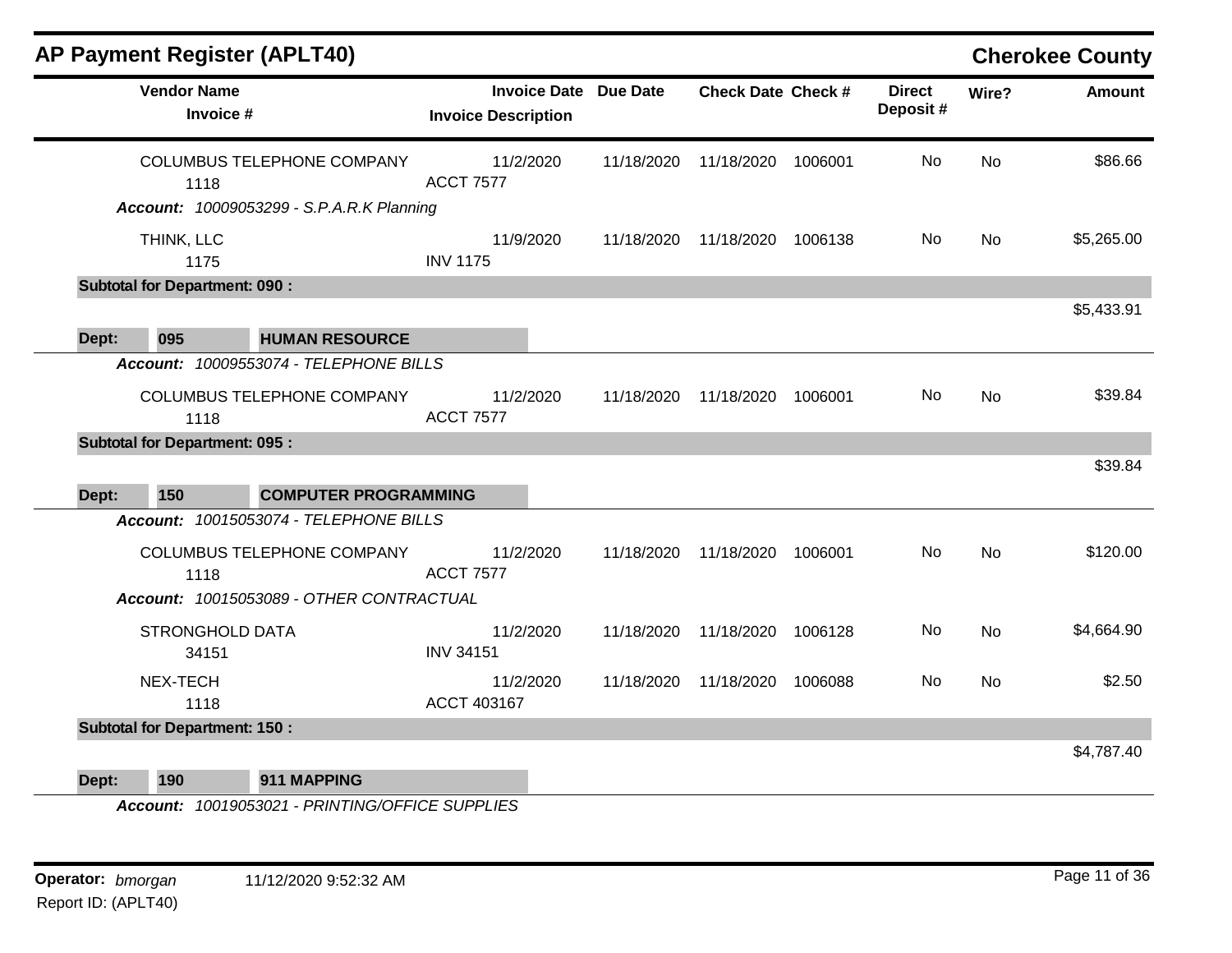## AP Payment Register (APLT40) — Cherokee County

| Vendor Name / Invoice # | Invoice Date / Invoice Description | Due Date | Check Date | Check # | Direct Deposit # | Wire? | Amount |
|---|---|---|---|---|---|---|---|
| COLUMBUS TELEPHONE COMPANY 1118 | 11/2/2020 ACCT 7577 | 11/18/2020 | 11/18/2020 | 1006001 | No | No | $86.66 |
| ***Account:** 10009053299 - S.P.A.R.K Planning* | | | | | | | |
| THINK, LLC 1175 | 11/9/2020 INV 1175 | 11/18/2020 | 11/18/2020 | 1006138 | No | No | $5,265.00 |
| **Subtotal for Department: 090 :** | | | | | | | $5,433.91 |
| **Dept: 095 HUMAN RESOURCE** | | | | | | | |
| ***Account:** 10009553074 - TELEPHONE BILLS* | | | | | | | |
| COLUMBUS TELEPHONE COMPANY 1118 | 11/2/2020 ACCT 7577 | 11/18/2020 | 11/18/2020 | 1006001 | No | No | $39.84 |
| **Subtotal for Department: 095 :** | | | | | | | $39.84 |
| **Dept: 150 COMPUTER PROGRAMMING** | | | | | | | |
| ***Account:** 10015053074 - TELEPHONE BILLS* | | | | | | | |
| COLUMBUS TELEPHONE COMPANY 1118 | 11/2/2020 ACCT 7577 | 11/18/2020 | 11/18/2020 | 1006001 | No | No | $120.00 |
| ***Account:** 10015053089 - OTHER CONTRACTUAL* | | | | | | | |
| STRONGHOLD DATA 34151 | 11/2/2020 INV 34151 | 11/18/2020 | 11/18/2020 | 1006128 | No | No | $4,664.90 |
| NEX-TECH 1118 | 11/2/2020 ACCT 403167 | 11/18/2020 | 11/18/2020 | 1006088 | No | No | $2.50 |
| **Subtotal for Department: 150 :** | | | | | | | $4,787.40 |
| **Dept: 190 911 MAPPING** | | | | | | | |
| ***Account:** 10019053021 - PRINTING/OFFICE SUPPLIES* | | | | | | | |

**Operator:** *bmorgan* 11/12/2020 9:52:32 AM

Report ID: (APLT40)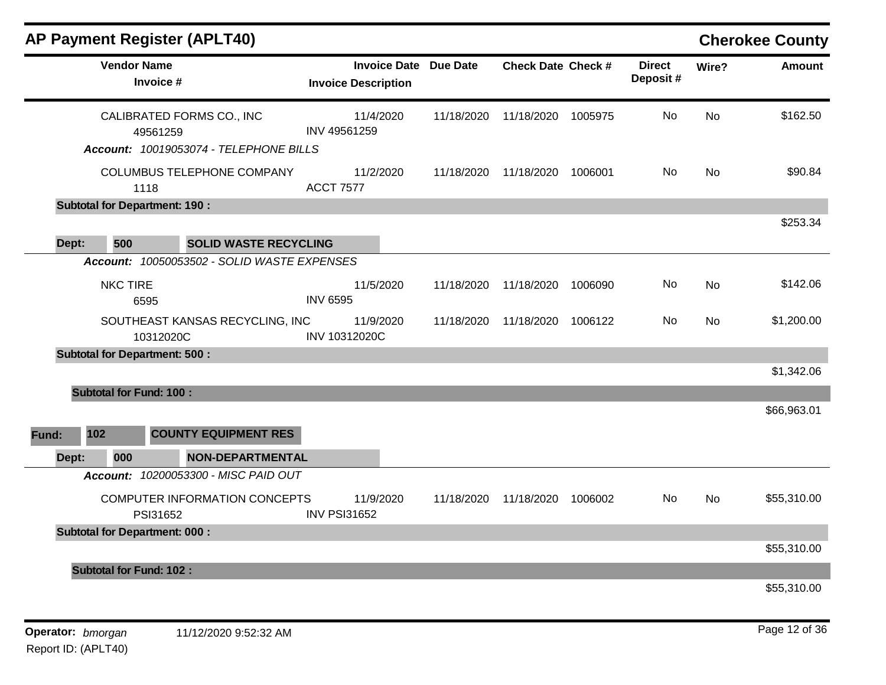# AP Payment Register (APLT40)

**Cherokee County**

| Vendor Name / Invoice # | Invoice Date / Invoice Description | Due Date | Check Date | Check # | Direct Deposit # | Wire? | Amount |
|---|---|---|---|---|---|---|---|
| CALIBRATED FORMS CO., INC<br>49561259 | 11/4/2020<br>INV 49561259 | 11/18/2020 | 11/18/2020 | 1005975 | No | No | $162.50 |
| ***Account:** 10019053074 - TELEPHONE BILLS* | | | | | | | |
| COLUMBUS TELEPHONE COMPANY<br>1118 | 11/2/2020<br>ACCT 7577 | 11/18/2020 | 11/18/2020 | 1006001 | No | No | $90.84 |
| **Subtotal for Department: 190 :** | | | | | | | $253.34 |
| **Dept: 500 SOLID WASTE RECYCLING** | | | | | | | |
| ***Account:** 10050053502 - SOLID WASTE EXPENSES* | | | | | | | |
| NKC TIRE<br>6595 | 11/5/2020<br>INV 6595 | 11/18/2020 | 11/18/2020 | 1006090 | No | No | $142.06 |
| SOUTHEAST KANSAS RECYCLING, INC<br>10312020C | 11/9/2020<br>INV 10312020C | 11/18/2020 | 11/18/2020 | 1006122 | No | No | $1,200.00 |
| **Subtotal for Department: 500 :** | | | | | | | $1,342.06 |
| **Subtotal for Fund: 100 :** | | | | | | | $66,963.01 |
| **Fund: 102 COUNTY EQUIPMENT RES** | | | | | | | |
| **Dept: 000 NON-DEPARTMENTAL** | | | | | | | |
| ***Account:** 10200053300 - MISC PAID OUT* | | | | | | | |
| COMPUTER INFORMATION CONCEPTS<br>PSI31652 | 11/9/2020<br>INV PSI31652 | 11/18/2020 | 11/18/2020 | 1006002 | No | No | $55,310.00 |
| **Subtotal for Department: 000 :** | | | | | | | $55,310.00 |
| **Subtotal for Fund: 102 :** | | | | | | | $55,310.00 |

**Operator:** *bmorgan* 11/12/2020 9:52:32 AM

Report ID: (APLT40)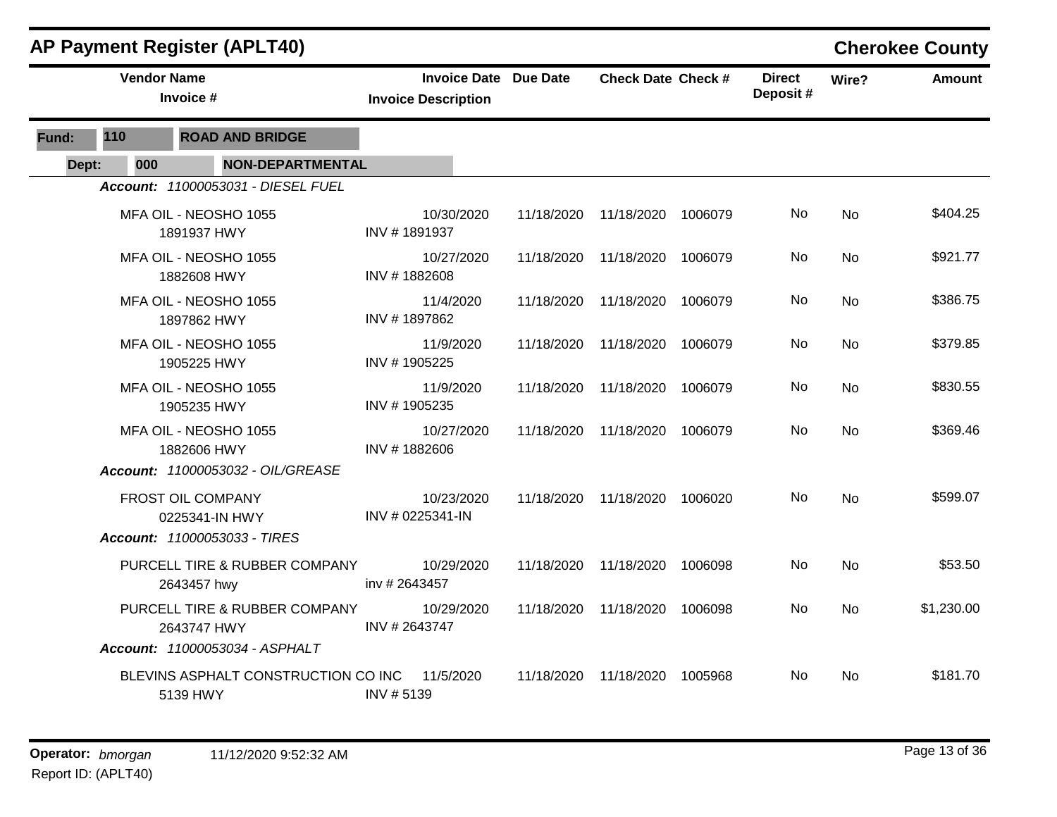## AP Payment Register (APLT40)

**Cherokee County**

| Vendor Name / Invoice # | Invoice Date / Invoice Description | Due Date | Check Date | Check # | Direct Deposit # | Wire? | Amount |
|---|---|---|---|---|---|---|---|
| **Fund: 110 ROAD AND BRIDGE** | | | | | | | |
| **Dept: 000 NON-DEPARTMENTAL** | | | | | | | |
| ***Account: 11000053031 - DIESEL FUEL*** | | | | | | | |
| MFA OIL - NEOSHO 1055<br>1891937 HWY | 10/30/2020<br>INV # 1891937 | 11/18/2020 | 11/18/2020 | 1006079 | No | No | $404.25 |
| MFA OIL - NEOSHO 1055<br>1882608 HWY | 10/27/2020<br>INV # 1882608 | 11/18/2020 | 11/18/2020 | 1006079 | No | No | $921.77 |
| MFA OIL - NEOSHO 1055<br>1897862 HWY | 11/4/2020<br>INV # 1897862 | 11/18/2020 | 11/18/2020 | 1006079 | No | No | $386.75 |
| MFA OIL - NEOSHO 1055<br>1905225 HWY | 11/9/2020<br>INV # 1905225 | 11/18/2020 | 11/18/2020 | 1006079 | No | No | $379.85 |
| MFA OIL - NEOSHO 1055<br>1905235 HWY | 11/9/2020<br>INV # 1905235 | 11/18/2020 | 11/18/2020 | 1006079 | No | No | $830.55 |
| MFA OIL - NEOSHO 1055<br>1882606 HWY | 10/27/2020<br>INV # 1882606 | 11/18/2020 | 11/18/2020 | 1006079 | No | No | $369.46 |
| ***Account: 11000053032 - OIL/GREASE*** | | | | | | | |
| FROST OIL COMPANY<br>0225341-IN HWY | 10/23/2020<br>INV # 0225341-IN | 11/18/2020 | 11/18/2020 | 1006020 | No | No | $599.07 |
| ***Account: 11000053033 - TIRES*** | | | | | | | |
| PURCELL TIRE & RUBBER COMPANY<br>2643457 hwy | 10/29/2020<br>inv # 2643457 | 11/18/2020 | 11/18/2020 | 1006098 | No | No | $53.50 |
| PURCELL TIRE & RUBBER COMPANY<br>2643747 HWY | 10/29/2020<br>INV # 2643747 | 11/18/2020 | 11/18/2020 | 1006098 | No | No | $1,230.00 |
| ***Account: 11000053034 - ASPHALT*** | | | | | | | |
| BLEVINS ASPHALT CONSTRUCTION CO INC<br>5139 HWY | 11/5/2020<br>INV # 5139 | 11/18/2020 | 11/18/2020 | 1005968 | No | No | $181.70 |

**Operator:** *bmorgan* 11/12/2020 9:52:32 AM

Report ID: (APLT40)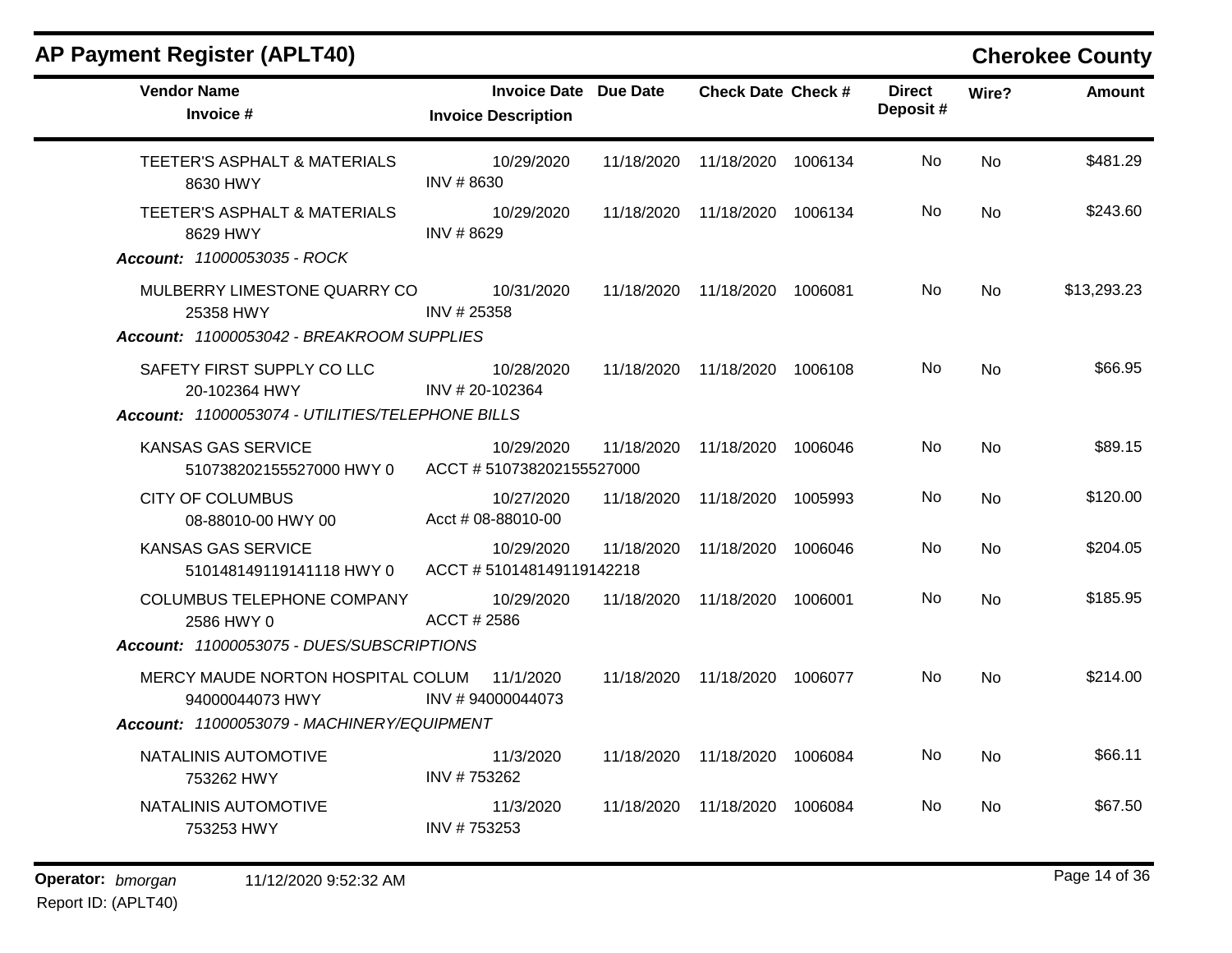## AP Payment Register (APLT40)

**Cherokee County**

| Vendor Name / Invoice # | Invoice Date / Invoice Description | Due Date | Check Date | Check # | Direct Deposit # | Wire? | Amount |
|---|---|---|---|---|---|---|---|
| TEETER'S ASPHALT & MATERIALS<br>8630 HWY | 10/29/2020<br>INV # 8630 | 11/18/2020 | 11/18/2020 | 1006134 | No | No | $481.29 |
| TEETER'S ASPHALT & MATERIALS<br>8629 HWY | 10/29/2020<br>INV # 8629 | 11/18/2020 | 11/18/2020 | 1006134 | No | No | $243.60 |
| ***Account:* 11000053035 - ROCK** | | | | | | | |
| MULBERRY LIMESTONE QUARRY CO<br>25358 HWY | 10/31/2020<br>INV # 25358 | 11/18/2020 | 11/18/2020 | 1006081 | No | No | $13,293.23 |
| ***Account:* 11000053042 - BREAKROOM SUPPLIES** | | | | | | | |
| SAFETY FIRST SUPPLY CO LLC<br>20-102364 HWY | 10/28/2020<br>INV # 20-102364 | 11/18/2020 | 11/18/2020 | 1006108 | No | No | $66.95 |
| ***Account:* 11000053074 - UTILITIES/TELEPHONE BILLS** | | | | | | | |
| KANSAS GAS SERVICE<br>510738202155527000 HWY 0 | 10/29/2020<br>ACCT # 510738202155527000 | 11/18/2020 | 11/18/2020 | 1006046 | No | No | $89.15 |
| CITY OF COLUMBUS<br>08-88010-00 HWY 00 | 10/27/2020<br>Acct # 08-88010-00 | 11/18/2020 | 11/18/2020 | 1005993 | No | No | $120.00 |
| KANSAS GAS SERVICE<br>510148149119141118 HWY 0 | 10/29/2020<br>ACCT # 510148149119142218 | 11/18/2020 | 11/18/2020 | 1006046 | No | No | $204.05 |
| COLUMBUS TELEPHONE COMPANY<br>2586 HWY 0 | 10/29/2020<br>ACCT # 2586 | 11/18/2020 | 11/18/2020 | 1006001 | No | No | $185.95 |
| ***Account:* 11000053075 - DUES/SUBSCRIPTIONS** | | | | | | | |
| MERCY MAUDE NORTON HOSPITAL COLUM<br>94000044073 HWY | 11/1/2020<br>INV # 94000044073 | 11/18/2020 | 11/18/2020 | 1006077 | No | No | $214.00 |
| ***Account:* 11000053079 - MACHINERY/EQUIPMENT** | | | | | | | |
| NATALINIS AUTOMOTIVE<br>753262 HWY | 11/3/2020<br>INV # 753262 | 11/18/2020 | 11/18/2020 | 1006084 | No | No | $66.11 |
| NATALINIS AUTOMOTIVE<br>753253 HWY | 11/3/2020<br>INV # 753253 | 11/18/2020 | 11/18/2020 | 1006084 | No | No | $67.50 |

**Operator:** *bmorgan* 11/12/2020 9:52:32 AM

Report ID: (APLT40)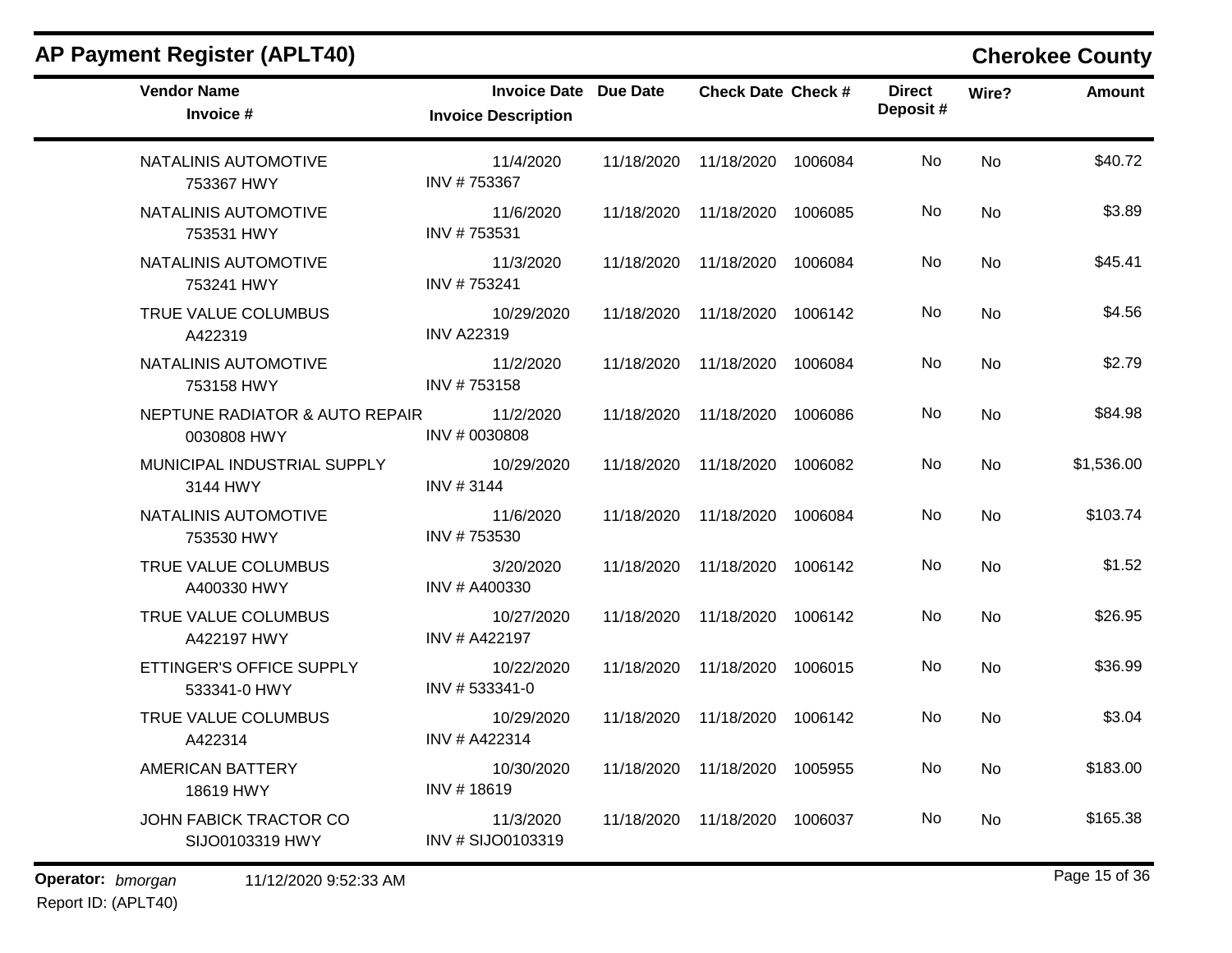## AP Payment Register (APLT40)

**Cherokee County**

| Vendor Name / Invoice # | Invoice Date / Invoice Description | Due Date | Check Date | Check # | Direct Deposit # | Wire? | Amount |
|---|---|---|---|---|---|---|---|
| NATALINIS AUTOMOTIVE<br>753367 HWY | 11/4/2020<br>INV # 753367 | 11/18/2020 | 11/18/2020 | 1006084 | No | No | $40.72 |
| NATALINIS AUTOMOTIVE<br>753531 HWY | 11/6/2020<br>INV # 753531 | 11/18/2020 | 11/18/2020 | 1006085 | No | No | $3.89 |
| NATALINIS AUTOMOTIVE<br>753241 HWY | 11/3/2020<br>INV # 753241 | 11/18/2020 | 11/18/2020 | 1006084 | No | No | $45.41 |
| TRUE VALUE COLUMBUS<br>A422319 | 10/29/2020<br>INV A22319 | 11/18/2020 | 11/18/2020 | 1006142 | No | No | $4.56 |
| NATALINIS AUTOMOTIVE<br>753158 HWY | 11/2/2020<br>INV # 753158 | 11/18/2020 | 11/18/2020 | 1006084 | No | No | $2.79 |
| NEPTUNE RADIATOR & AUTO REPAIR<br>0030808 HWY | 11/2/2020<br>INV # 0030808 | 11/18/2020 | 11/18/2020 | 1006086 | No | No | $84.98 |
| MUNICIPAL INDUSTRIAL SUPPLY<br>3144 HWY | 10/29/2020<br>INV # 3144 | 11/18/2020 | 11/18/2020 | 1006082 | No | No | $1,536.00 |
| NATALINIS AUTOMOTIVE<br>753530 HWY | 11/6/2020<br>INV # 753530 | 11/18/2020 | 11/18/2020 | 1006084 | No | No | $103.74 |
| TRUE VALUE COLUMBUS<br>A400330 HWY | 3/20/2020<br>INV # A400330 | 11/18/2020 | 11/18/2020 | 1006142 | No | No | $1.52 |
| TRUE VALUE COLUMBUS<br>A422197 HWY | 10/27/2020<br>INV # A422197 | 11/18/2020 | 11/18/2020 | 1006142 | No | No | $26.95 |
| ETTINGER'S OFFICE SUPPLY<br>533341-0 HWY | 10/22/2020<br>INV # 533341-0 | 11/18/2020 | 11/18/2020 | 1006015 | No | No | $36.99 |
| TRUE VALUE COLUMBUS<br>A422314 | 10/29/2020<br>INV # A422314 | 11/18/2020 | 11/18/2020 | 1006142 | No | No | $3.04 |
| AMERICAN BATTERY<br>18619 HWY | 10/30/2020<br>INV # 18619 | 11/18/2020 | 11/18/2020 | 1005955 | No | No | $183.00 |
| JOHN FABICK TRACTOR CO<br>SIJO0103319 HWY | 11/3/2020<br>INV # SIJO0103319 | 11/18/2020 | 11/18/2020 | 1006037 | No | No | $165.38 |

**Operator:** *bmorgan* 11/12/2020 9:52:33 AM
Report ID: (APLT40)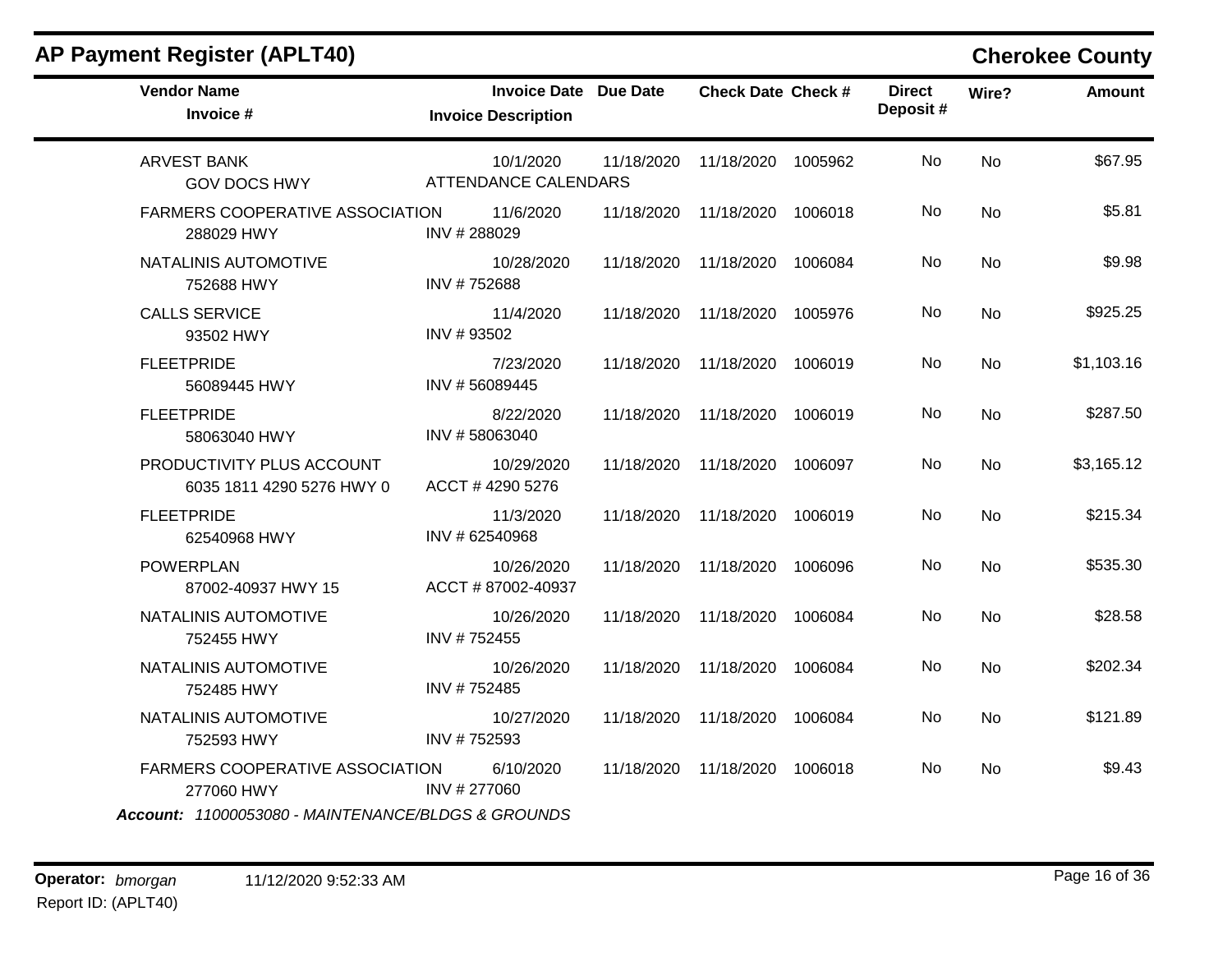## AP Payment Register (APLT40)

## Cherokee County

| Vendor Name / Invoice # | Invoice Date / Invoice Description | Due Date | Check Date | Check # | Direct Deposit # | Wire? | Amount |
|---|---|---|---|---|---|---|---|
| ARVEST BANK<br>GOV DOCS HWY | 10/1/2020<br>ATTENDANCE CALENDARS | 11/18/2020 | 11/18/2020 | 1005962 | No | No | $67.95 |
| FARMERS COOPERATIVE ASSOCIATION<br>288029 HWY | 11/6/2020<br>INV # 288029 | 11/18/2020 | 11/18/2020 | 1006018 | No | No | $5.81 |
| NATALINIS AUTOMOTIVE<br>752688 HWY | 10/28/2020<br>INV # 752688 | 11/18/2020 | 11/18/2020 | 1006084 | No | No | $9.98 |
| CALLS SERVICE<br>93502 HWY | 11/4/2020<br>INV # 93502 | 11/18/2020 | 11/18/2020 | 1005976 | No | No | $925.25 |
| FLEETPRIDE<br>56089445 HWY | 7/23/2020<br>INV # 56089445 | 11/18/2020 | 11/18/2020 | 1006019 | No | No | $1,103.16 |
| FLEETPRIDE<br>58063040 HWY | 8/22/2020<br>INV # 58063040 | 11/18/2020 | 11/18/2020 | 1006019 | No | No | $287.50 |
| PRODUCTIVITY PLUS ACCOUNT<br>6035 1811 4290 5276 HWY 0 | 10/29/2020<br>ACCT # 4290 5276 | 11/18/2020 | 11/18/2020 | 1006097 | No | No | $3,165.12 |
| FLEETPRIDE<br>62540968 HWY | 11/3/2020<br>INV # 62540968 | 11/18/2020 | 11/18/2020 | 1006019 | No | No | $215.34 |
| POWERPLAN<br>87002-40937 HWY 15 | 10/26/2020<br>ACCT # 87002-40937 | 11/18/2020 | 11/18/2020 | 1006096 | No | No | $535.30 |
| NATALINIS AUTOMOTIVE<br>752455 HWY | 10/26/2020<br>INV # 752455 | 11/18/2020 | 11/18/2020 | 1006084 | No | No | $28.58 |
| NATALINIS AUTOMOTIVE<br>752485 HWY | 10/26/2020<br>INV # 752485 | 11/18/2020 | 11/18/2020 | 1006084 | No | No | $202.34 |
| NATALINIS AUTOMOTIVE<br>752593 HWY | 10/27/2020<br>INV # 752593 | 11/18/2020 | 11/18/2020 | 1006084 | No | No | $121.89 |
| FARMERS COOPERATIVE ASSOCIATION<br>277060 HWY | 6/10/2020<br>INV # 277060 | 11/18/2020 | 11/18/2020 | 1006018 | No | No | $9.43 |

***Account:*** *11000053080 - MAINTENANCE/BLDGS & GROUNDS*

**Operator:** *bmorgan* 11/12/2020 9:52:33 AM

Report ID: (APLT40)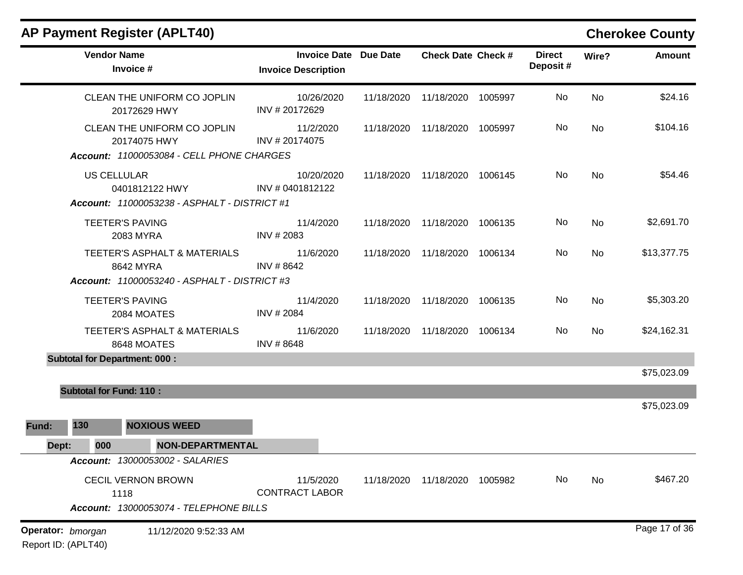## AP Payment Register (APLT40)

**Cherokee County**

| Vendor Name / Invoice # | Invoice Date / Invoice Description | Due Date | Check Date | Check # | Direct Deposit # | Wire? | Amount |
|---|---|---|---|---|---|---|---|
| CLEAN THE UNIFORM CO JOPLIN<br>20172629 HWY | 10/26/2020<br>INV # 20172629 | 11/18/2020 | 11/18/2020 | 1005997 | No | No | $24.16 |
| CLEAN THE UNIFORM CO JOPLIN<br>20174075 HWY | 11/2/2020<br>INV # 20174075 | 11/18/2020 | 11/18/2020 | 1005997 | No | No | $104.16 |
| ***Account: 11000053084 - CELL PHONE CHARGES*** | | | | | | | |
| US CELLULAR<br>0401812122 HWY | 10/20/2020<br>INV # 0401812122 | 11/18/2020 | 11/18/2020 | 1006145 | No | No | $54.46 |
| ***Account: 11000053238 - ASPHALT - DISTRICT #1*** | | | | | | | |
| TEETER'S PAVING<br>2083 MYRA | 11/4/2020<br>INV # 2083 | 11/18/2020 | 11/18/2020 | 1006135 | No | No | $2,691.70 |
| TEETER'S ASPHALT & MATERIALS<br>8642 MYRA | 11/6/2020<br>INV # 8642 | 11/18/2020 | 11/18/2020 | 1006134 | No | No | $13,377.75 |
| ***Account: 11000053240 - ASPHALT - DISTRICT #3*** | | | | | | | |
| TEETER'S PAVING<br>2084 MOATES | 11/4/2020<br>INV # 2084 | 11/18/2020 | 11/18/2020 | 1006135 | No | No | $5,303.20 |
| TEETER'S ASPHALT & MATERIALS<br>8648 MOATES | 11/6/2020<br>INV # 8648 | 11/18/2020 | 11/18/2020 | 1006134 | No | No | $24,162.31 |
| **Subtotal for Department: 000 :** | | | | | | | $75,023.09 |
| **Subtotal for Fund: 110 :** | | | | | | | $75,023.09 |

**Fund: 130 NOXIOUS WEED**

**Dept: 000 NON-DEPARTMENTAL**

| Vendor Name / Invoice # | Invoice Date / Invoice Description | Due Date | Check Date | Check # | Direct Deposit # | Wire? | Amount |
|---|---|---|---|---|---|---|---|
| ***Account: 13000053002 - SALARIES*** | | | | | | | |
| CECIL VERNON BROWN<br>1118 | 11/5/2020<br>CONTRACT LABOR | 11/18/2020 | 11/18/2020 | 1005982 | No | No | $467.20 |
| ***Account: 13000053074 - TELEPHONE BILLS*** | | | | | | | |

**Operator:** *bmorgan* 11/12/2020 9:52:33 AM

Report ID: (APLT40)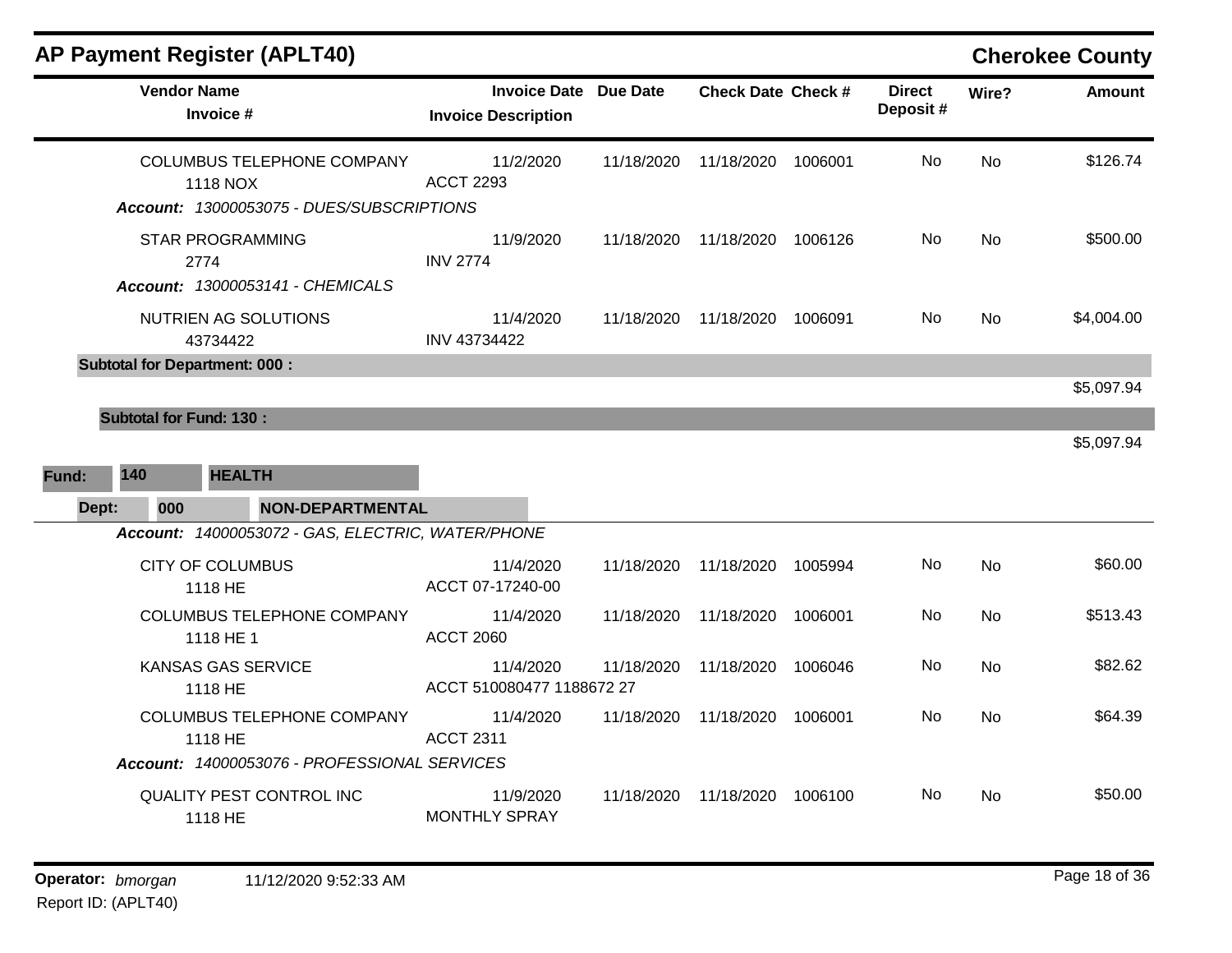## AP Payment Register (APLT40)

**Cherokee County**

| Vendor Name / Invoice # | Invoice Date / Invoice Description | Due Date | Check Date | Check # | Direct Deposit # | Wire? | Amount |
|---|---|---|---|---|---|---|---|
| COLUMBUS TELEPHONE COMPANY<br>1118 NOX | 11/2/2020<br>ACCT 2293 | 11/18/2020 | 11/18/2020 | 1006001 | No | No | $126.74 |
| ***Account:** 13000053075 - DUES/SUBSCRIPTIONS* | | | | | | | |
| STAR PROGRAMMING<br>2774 | 11/9/2020<br>INV 2774 | 11/18/2020 | 11/18/2020 | 1006126 | No | No | $500.00 |
| ***Account:** 13000053141 - CHEMICALS* | | | | | | | |
| NUTRIEN AG SOLUTIONS<br>43734422 | 11/4/2020<br>INV 43734422 | 11/18/2020 | 11/18/2020 | 1006091 | No | No | $4,004.00 |
| **Subtotal for Department: 000 :** | | | | | | | $5,097.94 |
| **Subtotal for Fund: 130 :** | | | | | | | $5,097.94 |

**Fund: 140 HEALTH**

**Dept: 000 NON-DEPARTMENTAL**

| Vendor Name / Invoice # | Invoice Date / Invoice Description | Due Date | Check Date | Check # | Direct Deposit # | Wire? | Amount |
|---|---|---|---|---|---|---|---|
| ***Account:** 14000053072 - GAS, ELECTRIC, WATER/PHONE* | | | | | | | |
| CITY OF COLUMBUS<br>1118 HE | 11/4/2020<br>ACCT 07-17240-00 | 11/18/2020 | 11/18/2020 | 1005994 | No | No | $60.00 |
| COLUMBUS TELEPHONE COMPANY<br>1118 HE 1 | 11/4/2020<br>ACCT 2060 | 11/18/2020 | 11/18/2020 | 1006001 | No | No | $513.43 |
| KANSAS GAS SERVICE<br>1118 HE | 11/4/2020<br>ACCT 510080477 1188672 27 | 11/18/2020 | 11/18/2020 | 1006046 | No | No | $82.62 |
| COLUMBUS TELEPHONE COMPANY<br>1118 HE | 11/4/2020<br>ACCT 2311 | 11/18/2020 | 11/18/2020 | 1006001 | No | No | $64.39 |
| ***Account:** 14000053076 - PROFESSIONAL SERVICES* | | | | | | | |
| QUALITY PEST CONTROL INC<br>1118 HE | 11/9/2020<br>MONTHLY SPRAY | 11/18/2020 | 11/18/2020 | 1006100 | No | No | $50.00 |

**Operator:** *bmorgan* 11/12/2020 9:52:33 AM

Report ID: (APLT40)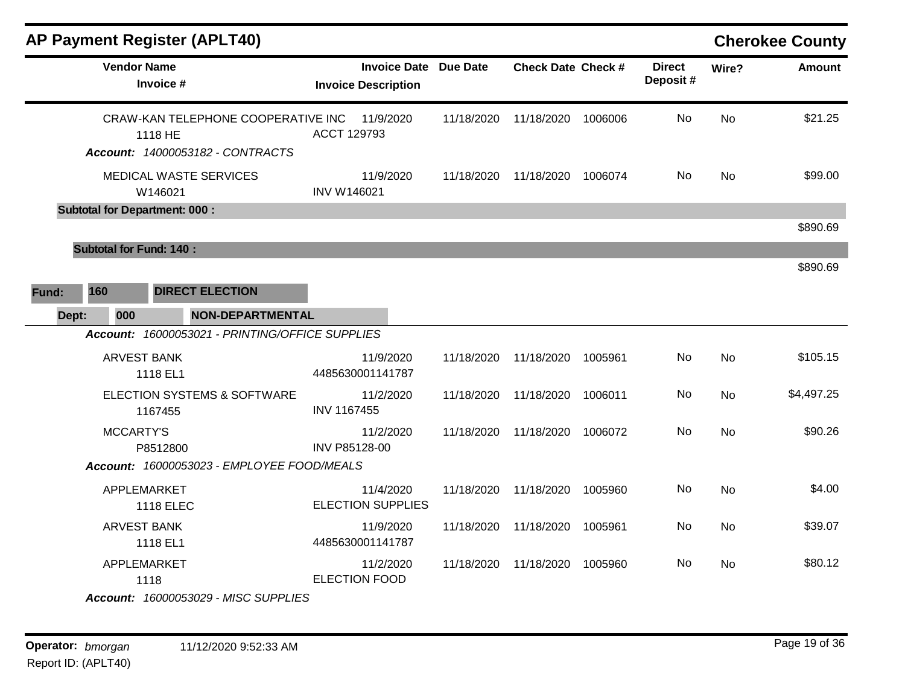## AP Payment Register (APLT40)

**Cherokee County**

| Vendor Name / Invoice # | Invoice Date / Invoice Description | Due Date | Check Date | Check # | Direct Deposit # | Wire? | Amount |
|---|---|---|---|---|---|---|---|
| CRAW-KAN TELEPHONE COOPERATIVE INC<br>1118 HE | 11/9/2020<br>ACCT 129793 | 11/18/2020 | 11/18/2020 | 1006006 | No | No | $21.25 |
| *Account: 14000053182 - CONTRACTS* | | | | | | | |
| MEDICAL WASTE SERVICES<br>W146021 | 11/9/2020<br>INV W146021 | 11/18/2020 | 11/18/2020 | 1006074 | No | No | $99.00 |
| **Subtotal for Department: 000 :** | | | | | | | $890.69 |
| **Subtotal for Fund: 140 :** | | | | | | | $890.69 |

**Fund: 160 DIRECT ELECTION**

**Dept: 000 NON-DEPARTMENTAL**

| Vendor Name / Invoice # | Invoice Date / Invoice Description | Due Date | Check Date | Check # | Direct Deposit # | Wire? | Amount |
|---|---|---|---|---|---|---|---|
| *Account: 16000053021 - PRINTING/OFFICE SUPPLIES* | | | | | | | |
| ARVEST BANK<br>1118 EL1 | 11/9/2020<br>4485630001141787 | 11/18/2020 | 11/18/2020 | 1005961 | No | No | $105.15 |
| ELECTION SYSTEMS & SOFTWARE<br>1167455 | 11/2/2020<br>INV 1167455 | 11/18/2020 | 11/18/2020 | 1006011 | No | No | $4,497.25 |
| MCCARTY'S<br>P8512800 | 11/2/2020<br>INV P85128-00 | 11/18/2020 | 11/18/2020 | 1006072 | No | No | $90.26 |
| *Account: 16000053023 - EMPLOYEE FOOD/MEALS* | | | | | | | |
| APPLEMARKET<br>1118 ELEC | 11/4/2020<br>ELECTION SUPPLIES | 11/18/2020 | 11/18/2020 | 1005960 | No | No | $4.00 |
| ARVEST BANK<br>1118 EL1 | 11/9/2020<br>4485630001141787 | 11/18/2020 | 11/18/2020 | 1005961 | No | No | $39.07 |
| APPLEMARKET<br>1118 | 11/2/2020<br>ELECTION FOOD | 11/18/2020 | 11/18/2020 | 1005960 | No | No | $80.12 |
| *Account: 16000053029 - MISC SUPPLIES* | | | | | | | |

**Operator:** *bmorgan* 11/12/2020 9:52:33 AM
Report ID: (APLT40)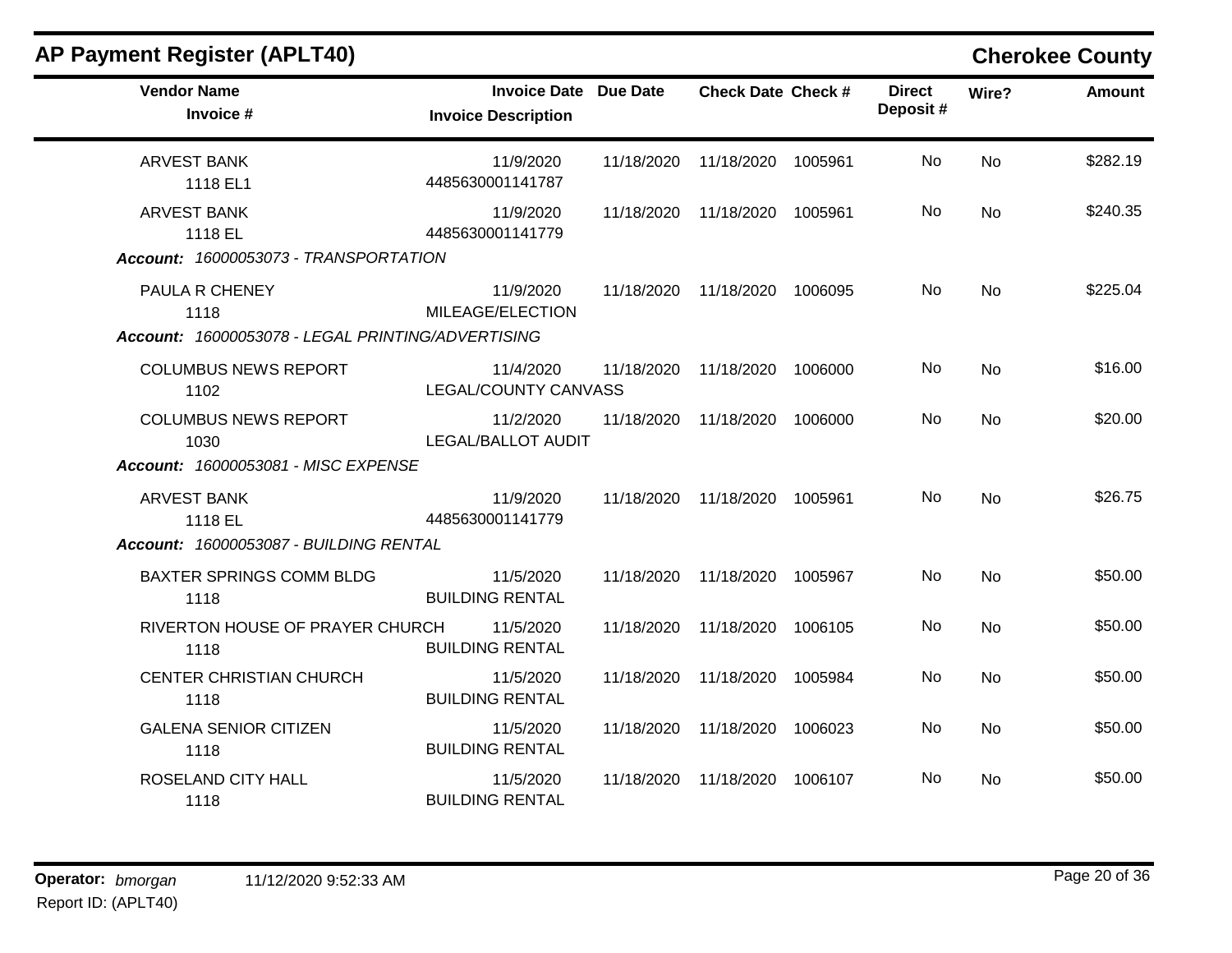## AP Payment Register (APLT40)

**Cherokee County**

| Vendor Name / Invoice # | Invoice Date / Invoice Description | Due Date | Check Date | Check # | Direct Deposit # | Wire? | Amount |
|---|---|---|---|---|---|---|---|
| ARVEST BANK<br>1118 EL1 | 11/9/2020<br>4485630001141787 | 11/18/2020 | 11/18/2020 | 1005961 | No | No | $282.19 |
| ARVEST BANK<br>1118 EL | 11/9/2020<br>4485630001141779 | 11/18/2020 | 11/18/2020 | 1005961 | No | No | $240.35 |
| ***Account: 16000053073 - TRANSPORTATION*** | | | | | | | |
| PAULA R CHENEY<br>1118 | 11/9/2020<br>MILEAGE/ELECTION | 11/18/2020 | 11/18/2020 | 1006095 | No | No | $225.04 |
| ***Account: 16000053078 - LEGAL PRINTING/ADVERTISING*** | | | | | | | |
| COLUMBUS NEWS REPORT<br>1102 | 11/4/2020<br>LEGAL/COUNTY CANVASS | 11/18/2020 | 11/18/2020 | 1006000 | No | No | $16.00 |
| COLUMBUS NEWS REPORT<br>1030 | 11/2/2020<br>LEGAL/BALLOT AUDIT | 11/18/2020 | 11/18/2020 | 1006000 | No | No | $20.00 |
| ***Account: 16000053081 - MISC EXPENSE*** | | | | | | | |
| ARVEST BANK<br>1118 EL | 11/9/2020<br>4485630001141779 | 11/18/2020 | 11/18/2020 | 1005961 | No | No | $26.75 |
| ***Account: 16000053087 - BUILDING RENTAL*** | | | | | | | |
| BAXTER SPRINGS COMM BLDG<br>1118 | 11/5/2020<br>BUILDING RENTAL | 11/18/2020 | 11/18/2020 | 1005967 | No | No | $50.00 |
| RIVERTON HOUSE OF PRAYER CHURCH<br>1118 | 11/5/2020<br>BUILDING RENTAL | 11/18/2020 | 11/18/2020 | 1006105 | No | No | $50.00 |
| CENTER CHRISTIAN CHURCH<br>1118 | 11/5/2020<br>BUILDING RENTAL | 11/18/2020 | 11/18/2020 | 1005984 | No | No | $50.00 |
| GALENA SENIOR CITIZEN<br>1118 | 11/5/2020<br>BUILDING RENTAL | 11/18/2020 | 11/18/2020 | 1006023 | No | No | $50.00 |
| ROSELAND CITY HALL<br>1118 | 11/5/2020<br>BUILDING RENTAL | 11/18/2020 | 11/18/2020 | 1006107 | No | No | $50.00 |

**Operator:** *bmorgan* 11/12/2020 9:52:33 AM
Report ID: (APLT40)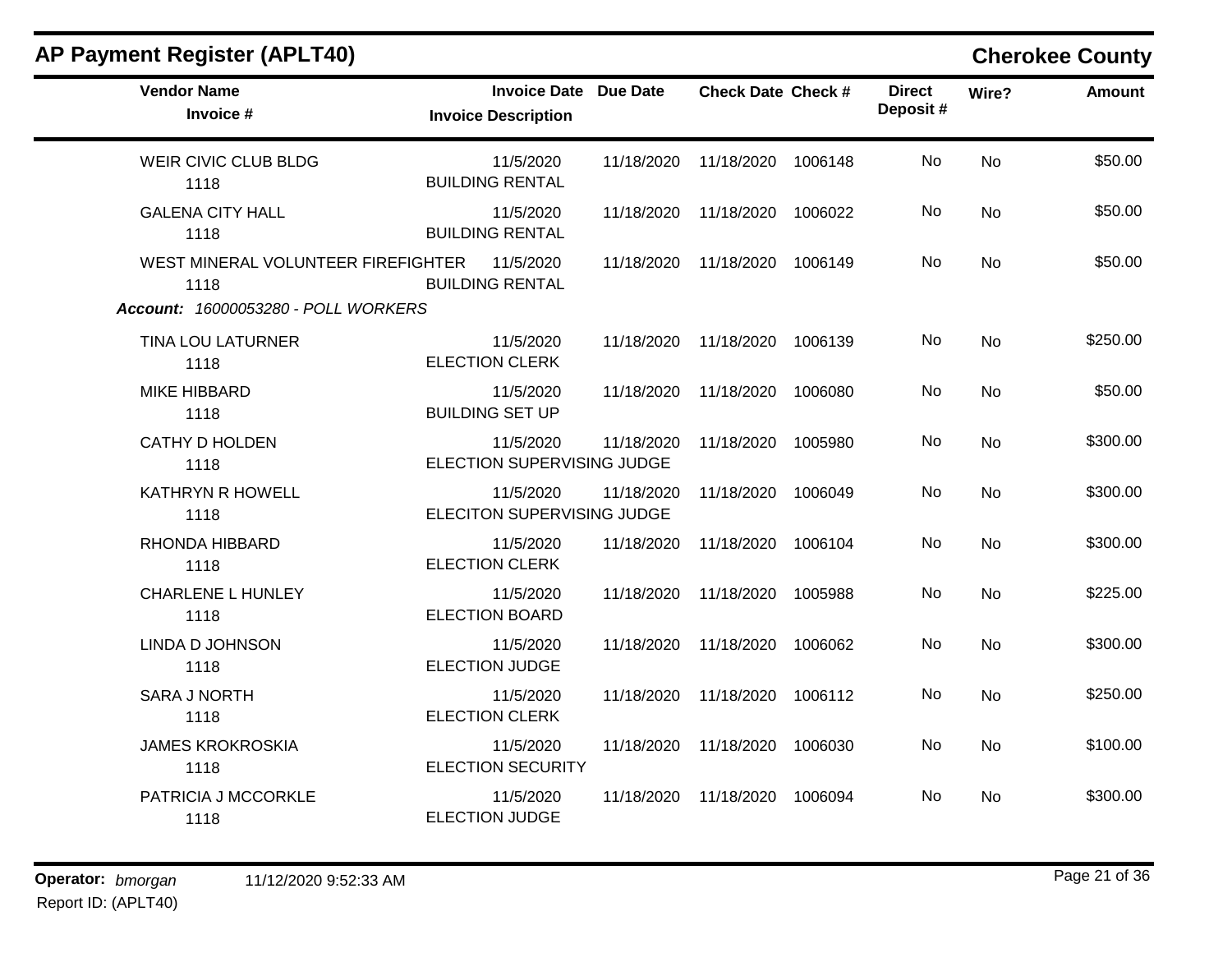## AP Payment Register (APLT40)

**Cherokee County**

| Vendor Name / Invoice # | Invoice Date / Invoice Description | Due Date | Check Date | Check # | Direct Deposit # | Wire? | Amount |
|---|---|---|---|---|---|---|---|
| WEIR CIVIC CLUB BLDG<br>1118 | 11/5/2020<br>BUILDING RENTAL | 11/18/2020 | 11/18/2020 | 1006148 | No | No | $50.00 |
| GALENA CITY HALL<br>1118 | 11/5/2020<br>BUILDING RENTAL | 11/18/2020 | 11/18/2020 | 1006022 | No | No | $50.00 |
| WEST MINERAL VOLUNTEER FIREFIGHTER<br>1118 | 11/5/2020<br>BUILDING RENTAL | 11/18/2020 | 11/18/2020 | 1006149 | No | No | $50.00 |
| ***Account:* 16000053280 - POLL WORKERS** | | | | | | | |
| TINA LOU LATURNER<br>1118 | 11/5/2020<br>ELECTION CLERK | 11/18/2020 | 11/18/2020 | 1006139 | No | No | $250.00 |
| MIKE HIBBARD<br>1118 | 11/5/2020<br>BUILDING SET UP | 11/18/2020 | 11/18/2020 | 1006080 | No | No | $50.00 |
| CATHY D HOLDEN<br>1118 | 11/5/2020<br>ELECTION SUPERVISING JUDGE | 11/18/2020 | 11/18/2020 | 1005980 | No | No | $300.00 |
| KATHRYN R HOWELL<br>1118 | 11/5/2020<br>ELECITON SUPERVISING JUDGE | 11/18/2020 | 11/18/2020 | 1006049 | No | No | $300.00 |
| RHONDA HIBBARD<br>1118 | 11/5/2020<br>ELECTION CLERK | 11/18/2020 | 11/18/2020 | 1006104 | No | No | $300.00 |
| CHARLENE L HUNLEY<br>1118 | 11/5/2020<br>ELECTION BOARD | 11/18/2020 | 11/18/2020 | 1005988 | No | No | $225.00 |
| LINDA D JOHNSON<br>1118 | 11/5/2020<br>ELECTION JUDGE | 11/18/2020 | 11/18/2020 | 1006062 | No | No | $300.00 |
| SARA J NORTH<br>1118 | 11/5/2020<br>ELECTION CLERK | 11/18/2020 | 11/18/2020 | 1006112 | No | No | $250.00 |
| JAMES KROKROSKIA<br>1118 | 11/5/2020<br>ELECTION SECURITY | 11/18/2020 | 11/18/2020 | 1006030 | No | No | $100.00 |
| PATRICIA J MCCORKLE<br>1118 | 11/5/2020<br>ELECTION JUDGE | 11/18/2020 | 11/18/2020 | 1006094 | No | No | $300.00 |

**Operator:** *bmorgan* 11/12/2020 9:52:33 AM
Report ID: (APLT40)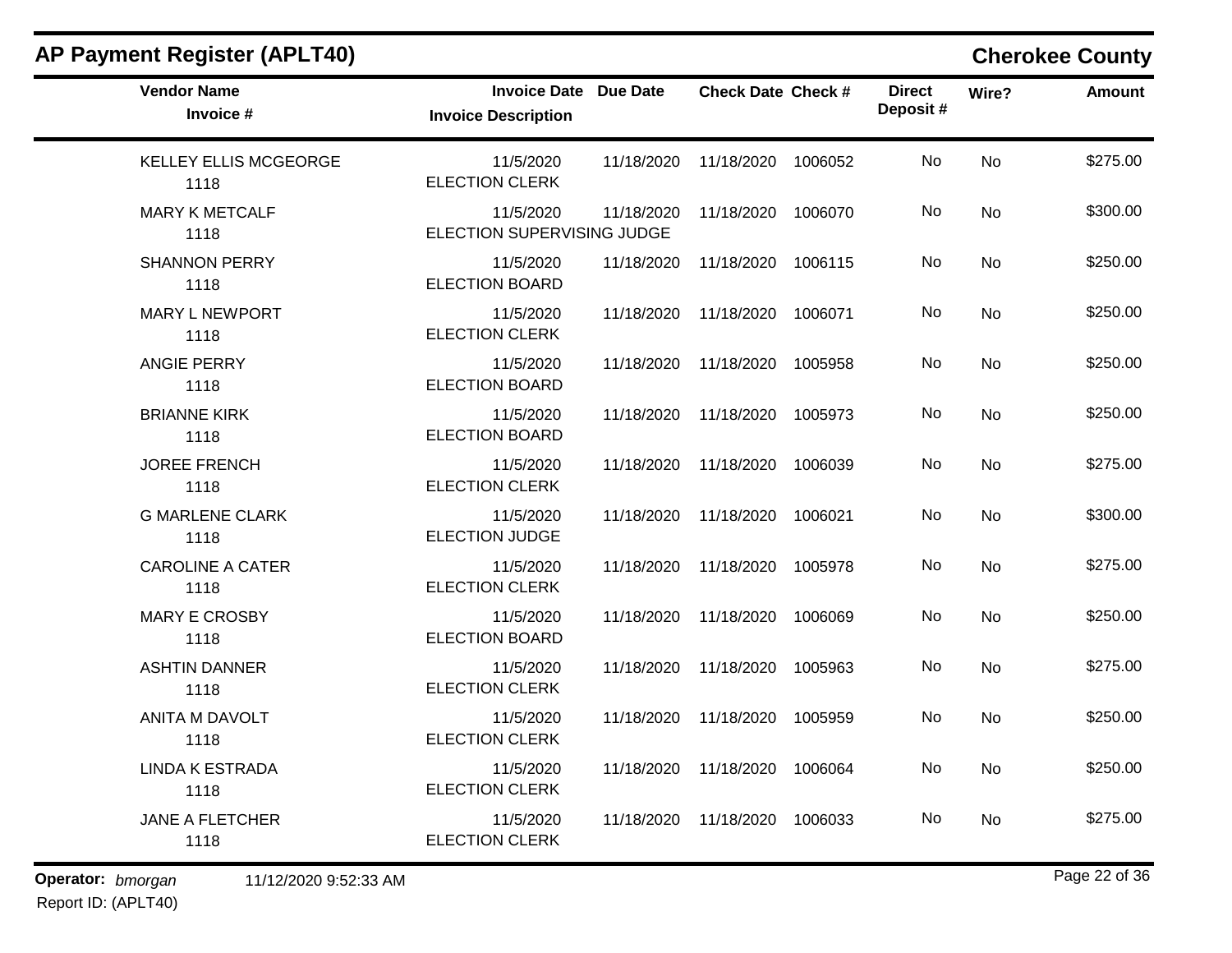## AP Payment Register (APLT40)

**Cherokee County**

| Vendor Name / Invoice # | Invoice Date / Invoice Description | Due Date | Check Date | Check # | Direct Deposit # | Wire? | Amount |
|---|---|---|---|---|---|---|---|
| KELLEY ELLIS MCGEORGE<br>1118 | 11/5/2020<br>ELECTION CLERK | 11/18/2020 | 11/18/2020 | 1006052 | No | No | $275.00 |
| MARY K METCALF<br>1118 | 11/5/2020<br>ELECTION SUPERVISING JUDGE | 11/18/2020 | 11/18/2020 | 1006070 | No | No | $300.00 |
| SHANNON PERRY<br>1118 | 11/5/2020<br>ELECTION BOARD | 11/18/2020 | 11/18/2020 | 1006115 | No | No | $250.00 |
| MARY L NEWPORT<br>1118 | 11/5/2020<br>ELECTION CLERK | 11/18/2020 | 11/18/2020 | 1006071 | No | No | $250.00 |
| ANGIE PERRY<br>1118 | 11/5/2020<br>ELECTION BOARD | 11/18/2020 | 11/18/2020 | 1005958 | No | No | $250.00 |
| BRIANNE KIRK<br>1118 | 11/5/2020<br>ELECTION BOARD | 11/18/2020 | 11/18/2020 | 1005973 | No | No | $250.00 |
| JOREE FRENCH<br>1118 | 11/5/2020<br>ELECTION CLERK | 11/18/2020 | 11/18/2020 | 1006039 | No | No | $275.00 |
| G MARLENE CLARK<br>1118 | 11/5/2020<br>ELECTION JUDGE | 11/18/2020 | 11/18/2020 | 1006021 | No | No | $300.00 |
| CAROLINE A CATER<br>1118 | 11/5/2020<br>ELECTION CLERK | 11/18/2020 | 11/18/2020 | 1005978 | No | No | $275.00 |
| MARY E CROSBY<br>1118 | 11/5/2020<br>ELECTION BOARD | 11/18/2020 | 11/18/2020 | 1006069 | No | No | $250.00 |
| ASHTIN DANNER<br>1118 | 11/5/2020<br>ELECTION CLERK | 11/18/2020 | 11/18/2020 | 1005963 | No | No | $275.00 |
| ANITA M DAVOLT<br>1118 | 11/5/2020<br>ELECTION CLERK | 11/18/2020 | 11/18/2020 | 1005959 | No | No | $250.00 |
| LINDA K ESTRADA<br>1118 | 11/5/2020<br>ELECTION CLERK | 11/18/2020 | 11/18/2020 | 1006064 | No | No | $250.00 |
| JANE A FLETCHER<br>1118 | 11/5/2020<br>ELECTION CLERK | 11/18/2020 | 11/18/2020 | 1006033 | No | No | $275.00 |

**Operator:** *bmorgan* 11/12/2020 9:52:33 AM

Report ID: (APLT40)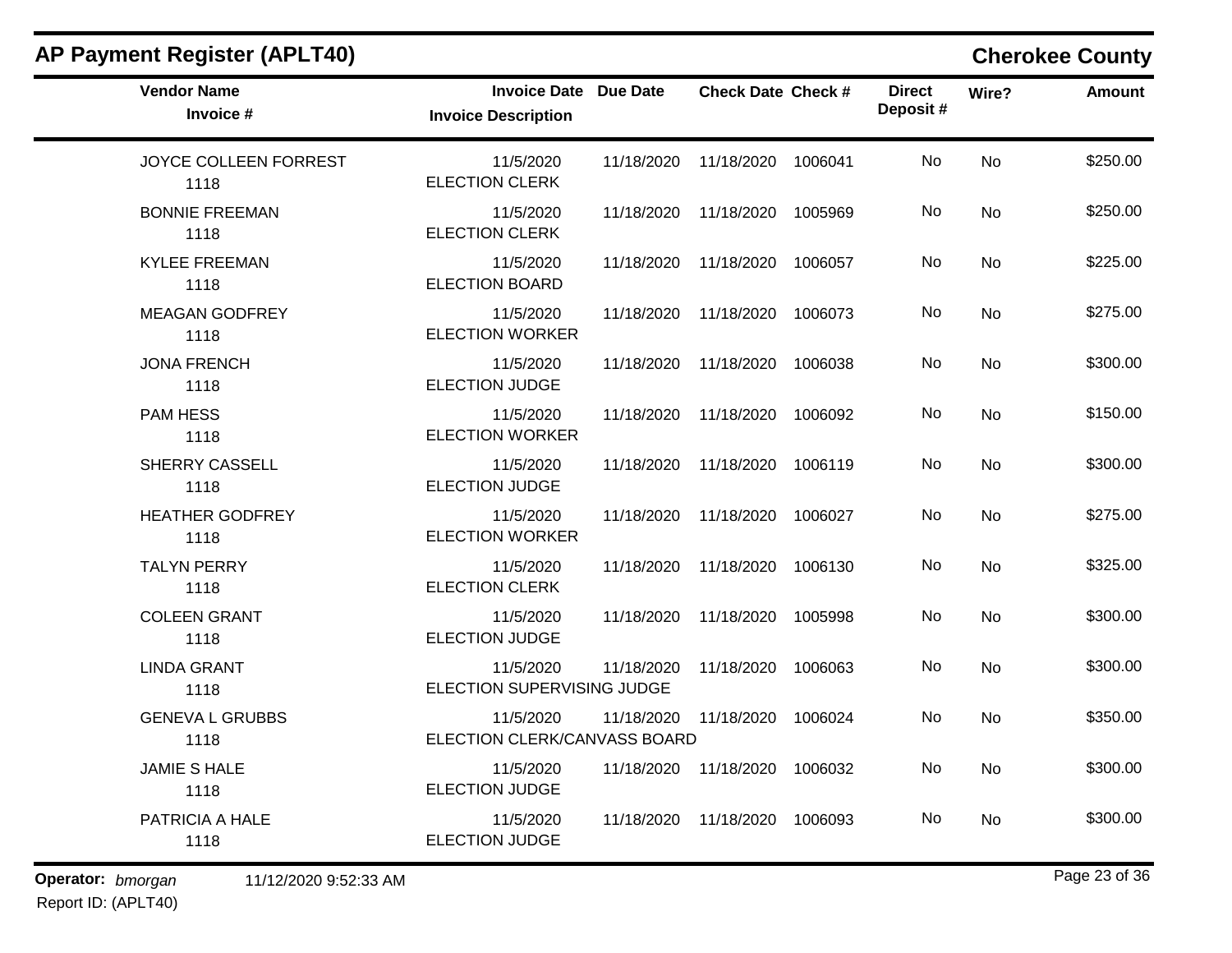# AP Payment Register (APLT40)

**Cherokee County**

| Vendor Name / Invoice # | Invoice Date / Invoice Description | Due Date | Check Date | Check # | Direct Deposit # | Wire? | Amount |
|---|---|---|---|---|---|---|---|
| JOYCE COLLEEN FORREST<br>1118 | 11/5/2020<br>ELECTION CLERK | 11/18/2020 | 11/18/2020 | 1006041 | No | No | $250.00 |
| BONNIE FREEMAN<br>1118 | 11/5/2020<br>ELECTION CLERK | 11/18/2020 | 11/18/2020 | 1005969 | No | No | $250.00 |
| KYLEE FREEMAN<br>1118 | 11/5/2020<br>ELECTION BOARD | 11/18/2020 | 11/18/2020 | 1006057 | No | No | $225.00 |
| MEAGAN GODFREY<br>1118 | 11/5/2020<br>ELECTION WORKER | 11/18/2020 | 11/18/2020 | 1006073 | No | No | $275.00 |
| JONA FRENCH<br>1118 | 11/5/2020<br>ELECTION JUDGE | 11/18/2020 | 11/18/2020 | 1006038 | No | No | $300.00 |
| PAM HESS<br>1118 | 11/5/2020<br>ELECTION WORKER | 11/18/2020 | 11/18/2020 | 1006092 | No | No | $150.00 |
| SHERRY CASSELL<br>1118 | 11/5/2020<br>ELECTION JUDGE | 11/18/2020 | 11/18/2020 | 1006119 | No | No | $300.00 |
| HEATHER GODFREY<br>1118 | 11/5/2020<br>ELECTION WORKER | 11/18/2020 | 11/18/2020 | 1006027 | No | No | $275.00 |
| TALYN PERRY<br>1118 | 11/5/2020<br>ELECTION CLERK | 11/18/2020 | 11/18/2020 | 1006130 | No | No | $325.00 |
| COLEEN GRANT<br>1118 | 11/5/2020<br>ELECTION JUDGE | 11/18/2020 | 11/18/2020 | 1005998 | No | No | $300.00 |
| LINDA GRANT<br>1118 | 11/5/2020<br>ELECTION SUPERVISING JUDGE | 11/18/2020 | 11/18/2020 | 1006063 | No | No | $300.00 |
| GENEVA L GRUBBS<br>1118 | 11/5/2020<br>ELECTION CLERK/CANVASS BOARD | 11/18/2020 | 11/18/2020 | 1006024 | No | No | $350.00 |
| JAMIE S HALE<br>1118 | 11/5/2020<br>ELECTION JUDGE | 11/18/2020 | 11/18/2020 | 1006032 | No | No | $300.00 |
| PATRICIA A HALE<br>1118 | 11/5/2020<br>ELECTION JUDGE | 11/18/2020 | 11/18/2020 | 1006093 | No | No | $300.00 |

**Operator:** *bmorgan* 11/12/2020 9:52:33 AM
Report ID: (APLT40)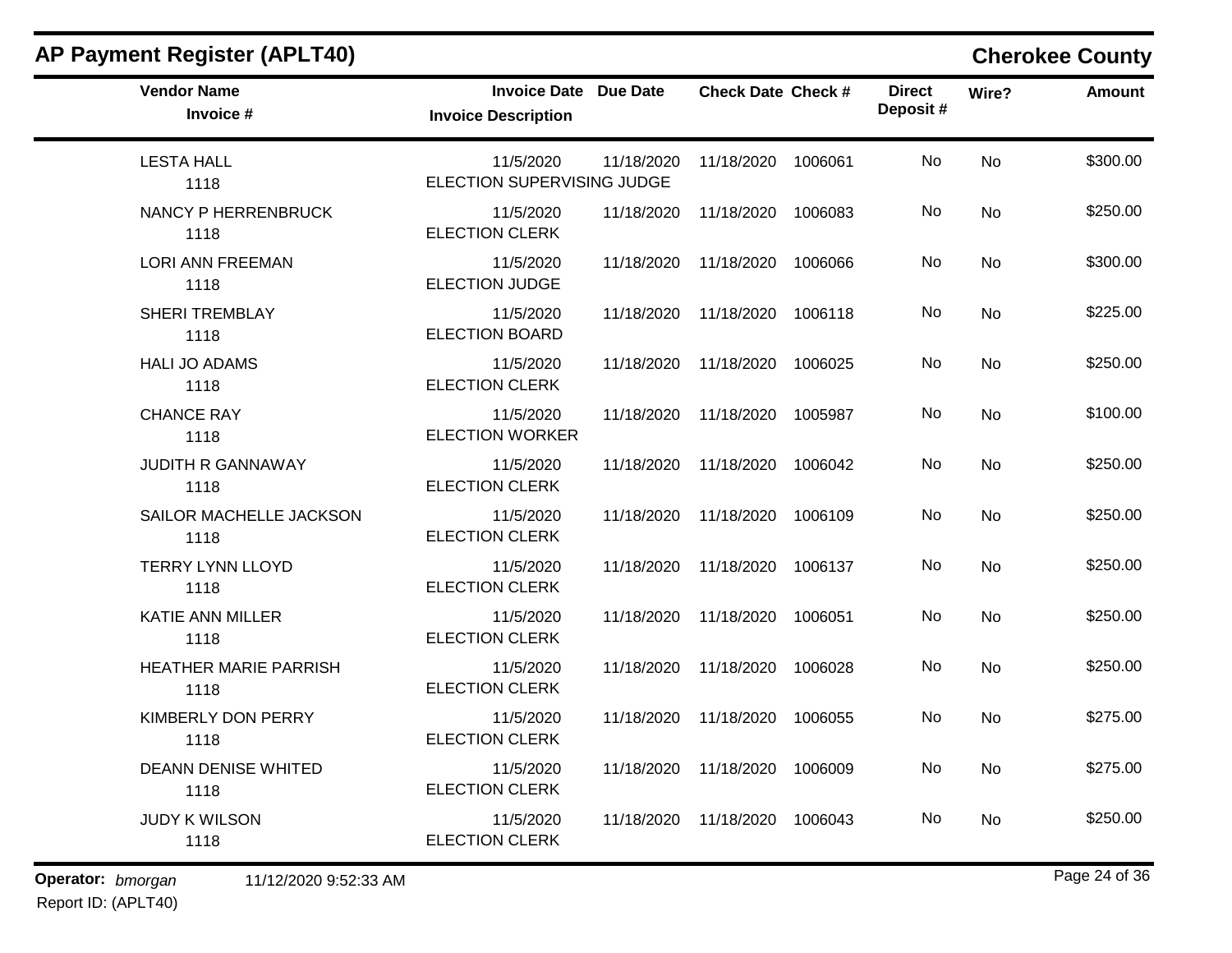## AP Payment Register (APLT40)

**Cherokee County**

| Vendor Name / Invoice # | Invoice Date / Invoice Description | Due Date | Check Date | Check # | Direct Deposit # | Wire? | Amount |
|---|---|---|---|---|---|---|---|
| LESTA HALL<br>1118 | 11/5/2020<br>ELECTION SUPERVISING JUDGE | 11/18/2020 | 11/18/2020 | 1006061 | No | No | $300.00 |
| NANCY P HERRENBRUCK<br>1118 | 11/5/2020<br>ELECTION CLERK | 11/18/2020 | 11/18/2020 | 1006083 | No | No | $250.00 |
| LORI ANN FREEMAN<br>1118 | 11/5/2020<br>ELECTION JUDGE | 11/18/2020 | 11/18/2020 | 1006066 | No | No | $300.00 |
| SHERI TREMBLAY<br>1118 | 11/5/2020<br>ELECTION BOARD | 11/18/2020 | 11/18/2020 | 1006118 | No | No | $225.00 |
| HALI JO ADAMS<br>1118 | 11/5/2020<br>ELECTION CLERK | 11/18/2020 | 11/18/2020 | 1006025 | No | No | $250.00 |
| CHANCE RAY<br>1118 | 11/5/2020<br>ELECTION WORKER | 11/18/2020 | 11/18/2020 | 1005987 | No | No | $100.00 |
| JUDITH R GANNAWAY<br>1118 | 11/5/2020<br>ELECTION CLERK | 11/18/2020 | 11/18/2020 | 1006042 | No | No | $250.00 |
| SAILOR MACHELLE JACKSON<br>1118 | 11/5/2020<br>ELECTION CLERK | 11/18/2020 | 11/18/2020 | 1006109 | No | No | $250.00 |
| TERRY LYNN LLOYD<br>1118 | 11/5/2020<br>ELECTION CLERK | 11/18/2020 | 11/18/2020 | 1006137 | No | No | $250.00 |
| KATIE ANN MILLER<br>1118 | 11/5/2020<br>ELECTION CLERK | 11/18/2020 | 11/18/2020 | 1006051 | No | No | $250.00 |
| HEATHER MARIE PARRISH<br>1118 | 11/5/2020<br>ELECTION CLERK | 11/18/2020 | 11/18/2020 | 1006028 | No | No | $250.00 |
| KIMBERLY DON PERRY<br>1118 | 11/5/2020<br>ELECTION CLERK | 11/18/2020 | 11/18/2020 | 1006055 | No | No | $275.00 |
| DEANN DENISE WHITED<br>1118 | 11/5/2020<br>ELECTION CLERK | 11/18/2020 | 11/18/2020 | 1006009 | No | No | $275.00 |
| JUDY K WILSON<br>1118 | 11/5/2020<br>ELECTION CLERK | 11/18/2020 | 11/18/2020 | 1006043 | No | No | $250.00 |

**Operator:** *bmorgan* 11/12/2020 9:52:33 AM
Report ID: (APLT40)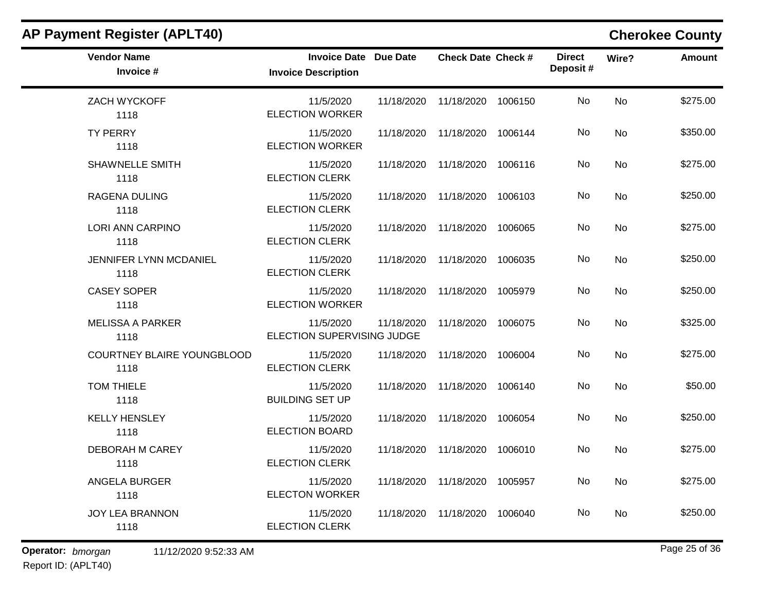## AP Payment Register (APLT40)

**Cherokee County**

| Vendor Name / Invoice # | Invoice Date / Invoice Description | Due Date | Check Date | Check # | Direct Deposit # | Wire? | Amount |
|---|---|---|---|---|---|---|---|
| ZACH WYCKOFF<br>1118 | 11/5/2020<br>ELECTION WORKER | 11/18/2020 | 11/18/2020 | 1006150 | No | No | $275.00 |
| TY PERRY<br>1118 | 11/5/2020<br>ELECTION WORKER | 11/18/2020 | 11/18/2020 | 1006144 | No | No | $350.00 |
| SHAWNELLE SMITH<br>1118 | 11/5/2020<br>ELECTION CLERK | 11/18/2020 | 11/18/2020 | 1006116 | No | No | $275.00 |
| RAGENA DULING<br>1118 | 11/5/2020<br>ELECTION CLERK | 11/18/2020 | 11/18/2020 | 1006103 | No | No | $250.00 |
| LORI ANN CARPINO<br>1118 | 11/5/2020<br>ELECTION CLERK | 11/18/2020 | 11/18/2020 | 1006065 | No | No | $275.00 |
| JENNIFER LYNN MCDANIEL<br>1118 | 11/5/2020<br>ELECTION CLERK | 11/18/2020 | 11/18/2020 | 1006035 | No | No | $250.00 |
| CASEY SOPER<br>1118 | 11/5/2020<br>ELECTION WORKER | 11/18/2020 | 11/18/2020 | 1005979 | No | No | $250.00 |
| MELISSA A PARKER<br>1118 | 11/5/2020<br>ELECTION SUPERVISING JUDGE | 11/18/2020 | 11/18/2020 | 1006075 | No | No | $325.00 |
| COURTNEY BLAIRE YOUNGBLOOD<br>1118 | 11/5/2020<br>ELECTION CLERK | 11/18/2020 | 11/18/2020 | 1006004 | No | No | $275.00 |
| TOM THIELE<br>1118 | 11/5/2020<br>BUILDING SET UP | 11/18/2020 | 11/18/2020 | 1006140 | No | No | $50.00 |
| KELLY HENSLEY<br>1118 | 11/5/2020<br>ELECTION BOARD | 11/18/2020 | 11/18/2020 | 1006054 | No | No | $250.00 |
| DEBORAH M CAREY<br>1118 | 11/5/2020<br>ELECTION CLERK | 11/18/2020 | 11/18/2020 | 1006010 | No | No | $275.00 |
| ANGELA BURGER<br>1118 | 11/5/2020<br>ELECTON WORKER | 11/18/2020 | 11/18/2020 | 1005957 | No | No | $275.00 |
| JOY LEA BRANNON<br>1118 | 11/5/2020<br>ELECTION CLERK | 11/18/2020 | 11/18/2020 | 1006040 | No | No | $250.00 |

**Operator:** *bmorgan* 11/12/2020 9:52:33 AM
Report ID: (APLT40)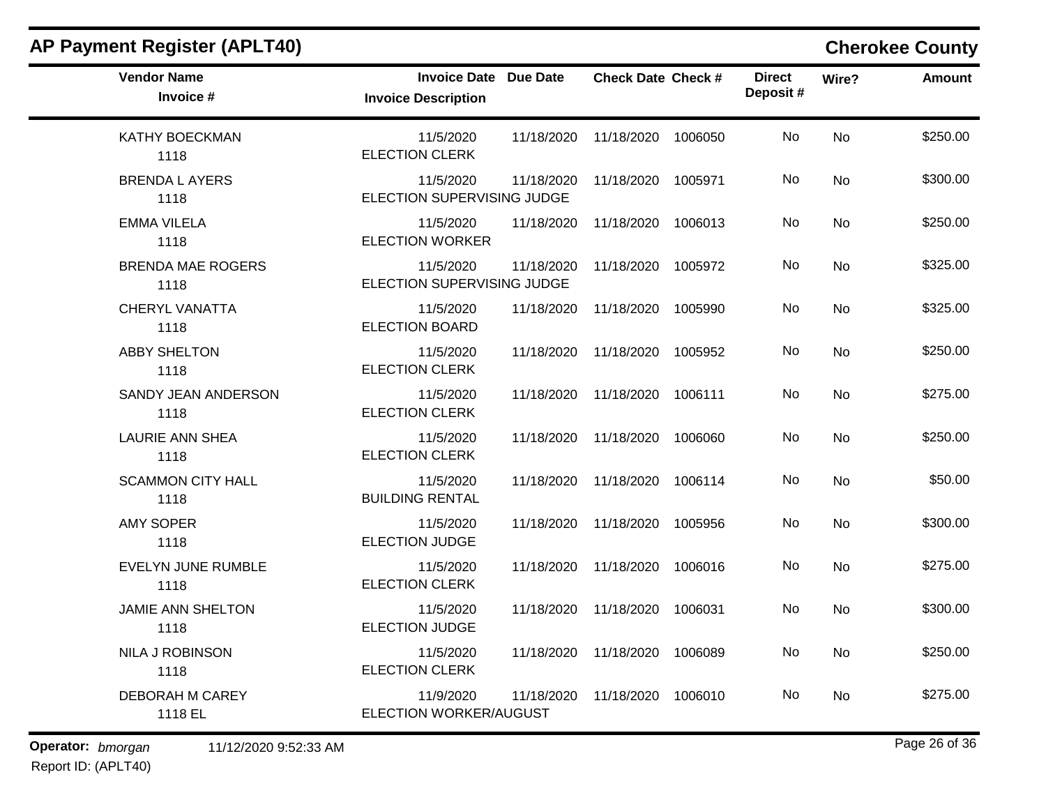## AP Payment Register (APLT40)

**Cherokee County**

| Vendor Name / Invoice # | Invoice Date / Invoice Description | Due Date | Check Date | Check # | Direct Deposit # | Wire? | Amount |
|---|---|---|---|---|---|---|---|
| KATHY BOECKMAN<br>1118 | 11/5/2020<br>ELECTION CLERK | 11/18/2020 | 11/18/2020 | 1006050 | No | No | $250.00 |
| BRENDA L AYERS<br>1118 | 11/5/2020<br>ELECTION SUPERVISING JUDGE | 11/18/2020 | 11/18/2020 | 1005971 | No | No | $300.00 |
| EMMA VILELA<br>1118 | 11/5/2020<br>ELECTION WORKER | 11/18/2020 | 11/18/2020 | 1006013 | No | No | $250.00 |
| BRENDA MAE ROGERS<br>1118 | 11/5/2020<br>ELECTION SUPERVISING JUDGE | 11/18/2020 | 11/18/2020 | 1005972 | No | No | $325.00 |
| CHERYL VANATTA<br>1118 | 11/5/2020<br>ELECTION BOARD | 11/18/2020 | 11/18/2020 | 1005990 | No | No | $325.00 |
| ABBY SHELTON<br>1118 | 11/5/2020<br>ELECTION CLERK | 11/18/2020 | 11/18/2020 | 1005952 | No | No | $250.00 |
| SANDY JEAN ANDERSON<br>1118 | 11/5/2020<br>ELECTION CLERK | 11/18/2020 | 11/18/2020 | 1006111 | No | No | $275.00 |
| LAURIE ANN SHEA<br>1118 | 11/5/2020<br>ELECTION CLERK | 11/18/2020 | 11/18/2020 | 1006060 | No | No | $250.00 |
| SCAMMON CITY HALL<br>1118 | 11/5/2020<br>BUILDING RENTAL | 11/18/2020 | 11/18/2020 | 1006114 | No | No | $50.00 |
| AMY SOPER<br>1118 | 11/5/2020<br>ELECTION JUDGE | 11/18/2020 | 11/18/2020 | 1005956 | No | No | $300.00 |
| EVELYN JUNE RUMBLE<br>1118 | 11/5/2020<br>ELECTION CLERK | 11/18/2020 | 11/18/2020 | 1006016 | No | No | $275.00 |
| JAMIE ANN SHELTON<br>1118 | 11/5/2020<br>ELECTION JUDGE | 11/18/2020 | 11/18/2020 | 1006031 | No | No | $300.00 |
| NILA J ROBINSON<br>1118 | 11/5/2020<br>ELECTION CLERK | 11/18/2020 | 11/18/2020 | 1006089 | No | No | $250.00 |
| DEBORAH M CAREY<br>1118 EL | 11/9/2020<br>ELECTION WORKER/AUGUST | 11/18/2020 | 11/18/2020 | 1006010 | No | No | $275.00 |

**Operator:** *bmorgan* 11/12/2020 9:52:33 AM
Report ID: (APLT40)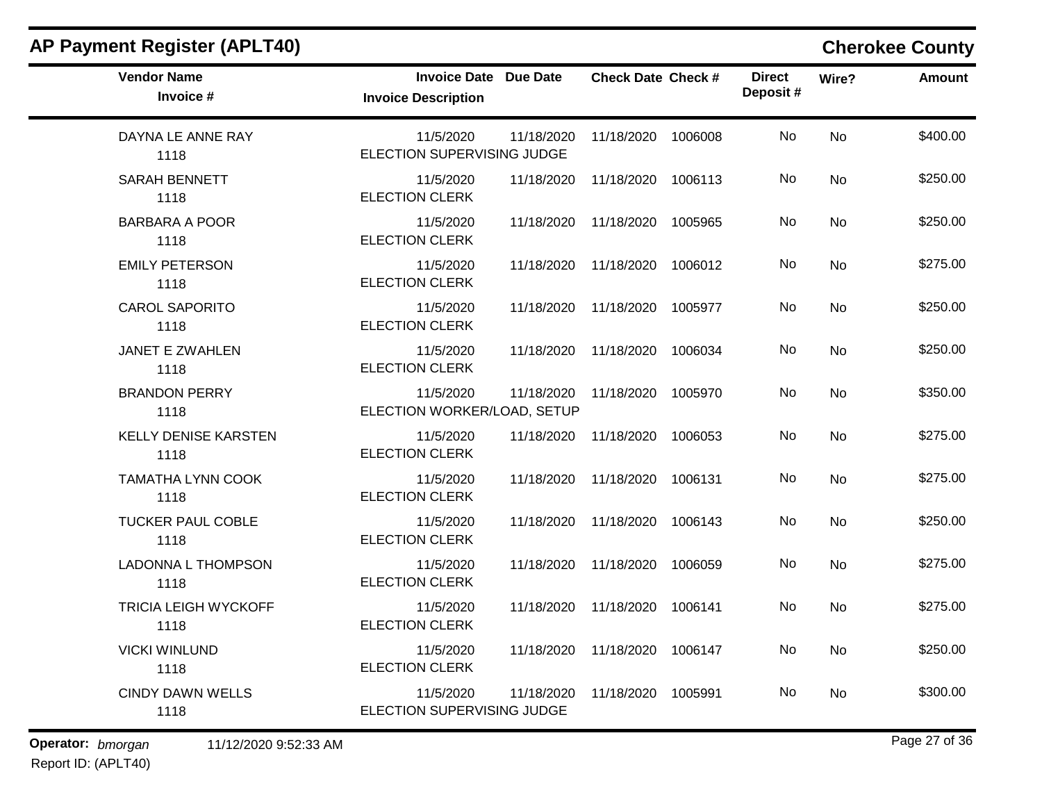## AP Payment Register (APLT40)

**Cherokee County**

| Vendor Name / Invoice # | Invoice Date / Invoice Description | Due Date | Check Date | Check # | Direct Deposit # | Wire? | Amount |
|---|---|---|---|---|---|---|---|
| DAYNA LE ANNE RAY<br>1118 | 11/5/2020<br>ELECTION SUPERVISING JUDGE | 11/18/2020 | 11/18/2020 | 1006008 | No | No | $400.00 |
| SARAH BENNETT<br>1118 | 11/5/2020<br>ELECTION CLERK | 11/18/2020 | 11/18/2020 | 1006113 | No | No | $250.00 |
| BARBARA A POOR<br>1118 | 11/5/2020<br>ELECTION CLERK | 11/18/2020 | 11/18/2020 | 1005965 | No | No | $250.00 |
| EMILY PETERSON<br>1118 | 11/5/2020<br>ELECTION CLERK | 11/18/2020 | 11/18/2020 | 1006012 | No | No | $275.00 |
| CAROL SAPORITO<br>1118 | 11/5/2020<br>ELECTION CLERK | 11/18/2020 | 11/18/2020 | 1005977 | No | No | $250.00 |
| JANET E ZWAHLEN<br>1118 | 11/5/2020<br>ELECTION CLERK | 11/18/2020 | 11/18/2020 | 1006034 | No | No | $250.00 |
| BRANDON PERRY<br>1118 | 11/5/2020<br>ELECTION WORKER/LOAD, SETUP | 11/18/2020 | 11/18/2020 | 1005970 | No | No | $350.00 |
| KELLY DENISE KARSTEN<br>1118 | 11/5/2020<br>ELECTION CLERK | 11/18/2020 | 11/18/2020 | 1006053 | No | No | $275.00 |
| TAMATHA LYNN COOK<br>1118 | 11/5/2020<br>ELECTION CLERK | 11/18/2020 | 11/18/2020 | 1006131 | No | No | $275.00 |
| TUCKER PAUL COBLE<br>1118 | 11/5/2020<br>ELECTION CLERK | 11/18/2020 | 11/18/2020 | 1006143 | No | No | $250.00 |
| LADONNA L THOMPSON<br>1118 | 11/5/2020<br>ELECTION CLERK | 11/18/2020 | 11/18/2020 | 1006059 | No | No | $275.00 |
| TRICIA LEIGH WYCKOFF<br>1118 | 11/5/2020<br>ELECTION CLERK | 11/18/2020 | 11/18/2020 | 1006141 | No | No | $275.00 |
| VICKI WINLUND<br>1118 | 11/5/2020<br>ELECTION CLERK | 11/18/2020 | 11/18/2020 | 1006147 | No | No | $250.00 |
| CINDY DAWN WELLS<br>1118 | 11/5/2020<br>ELECTION SUPERVISING JUDGE | 11/18/2020 | 11/18/2020 | 1005991 | No | No | $300.00 |

**Operator:** *bmorgan* 11/12/2020 9:52:33 AM
Report ID: (APLT40)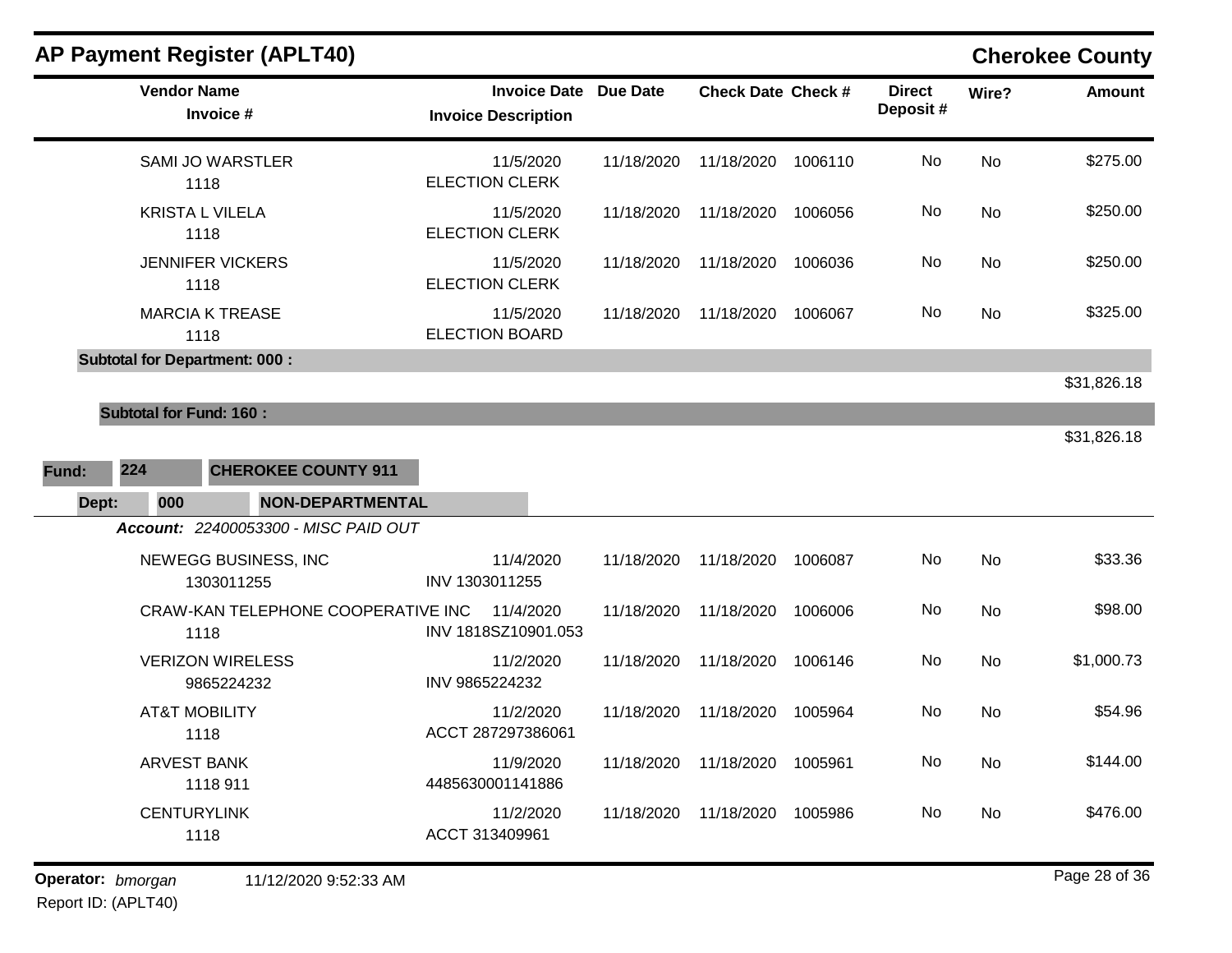| Vendor Name / Invoice # | Invoice Date / Invoice Description | Due Date | Check Date | Check # | Direct Deposit # | Wire? | Amount |
|---|---|---|---|---|---|---|---|
| SAMI JO WARSTLER<br>1118 | 11/5/2020<br>ELECTION CLERK | 11/18/2020 | 11/18/2020 | 1006110 | No | No | $275.00 |
| KRISTA L VILELA<br>1118 | 11/5/2020<br>ELECTION CLERK | 11/18/2020 | 11/18/2020 | 1006056 | No | No | $250.00 |
| JENNIFER VICKERS<br>1118 | 11/5/2020<br>ELECTION CLERK | 11/18/2020 | 11/18/2020 | 1006036 | No | No | $250.00 |
| MARCIA K TREASE<br>1118 | 11/5/2020<br>ELECTION BOARD | 11/18/2020 | 11/18/2020 | 1006067 | No | No | $325.00 |

**Subtotal for Department: 000 :** $31,826.18

**Subtotal for Fund: 160 :** $31,826.18

**Fund: 224 CHEROKEE COUNTY 911**

**Dept: 000 NON-DEPARTMENTAL**

***Account:*** *22400053300 - MISC PAID OUT*

| Vendor Name / Invoice # | Invoice Date / Invoice Description | Due Date | Check Date | Check # | Direct Deposit # | Wire? | Amount |
|---|---|---|---|---|---|---|---|
| NEWEGG BUSINESS, INC<br>1303011255 | 11/4/2020<br>INV 1303011255 | 11/18/2020 | 11/18/2020 | 1006087 | No | No | $33.36 |
| CRAW-KAN TELEPHONE COOPERATIVE INC<br>1118 | 11/4/2020<br>INV 1818SZ10901.053 | 11/18/2020 | 11/18/2020 | 1006006 | No | No | $98.00 |
| VERIZON WIRELESS<br>9865224232 | 11/2/2020<br>INV 9865224232 | 11/18/2020 | 11/18/2020 | 1006146 | No | No | $1,000.73 |
| AT&T MOBILITY<br>1118 | 11/2/2020<br>ACCT 287297386061 | 11/18/2020 | 11/18/2020 | 1005964 | No | No | $54.96 |
| ARVEST BANK<br>1118 911 | 11/9/2020<br>4485630001141886 | 11/18/2020 | 11/18/2020 | 1005961 | No | No | $144.00 |
| CENTURYLINK<br>1118 | 11/2/2020<br>ACCT 313409961 | 11/18/2020 | 11/18/2020 | 1005986 | No | No | $476.00 |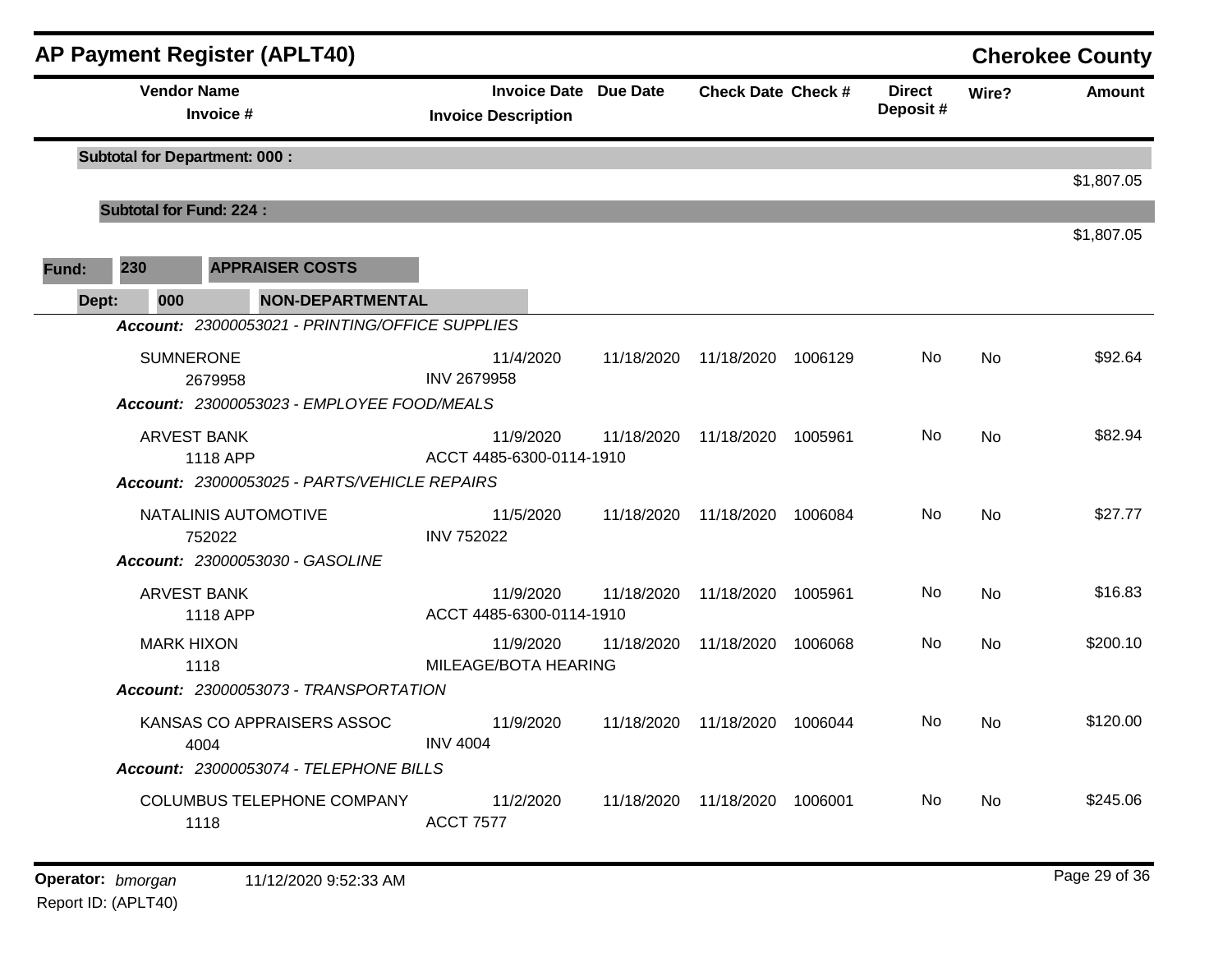| Vendor Name / Invoice # | Invoice Date / Invoice Description | Due Date | Check Date | Check # | Direct Deposit # | Wire? | Amount |
|---|---|---|---|---|---|---|---|
| **Subtotal for Department: 000 :** | | | | | | | $1,807.05 |
| **Subtotal for Fund: 224 :** | | | | | | | $1,807.05 |

**Fund: 230 APPRAISER COSTS**

**Dept: 000 NON-DEPARTMENTAL**

| Vendor Name / Invoice # | Invoice Date / Invoice Description | Due Date | Check Date | Check # | Direct Deposit # | Wire? | Amount |
|---|---|---|---|---|---|---|---|
| ***Account: 23000053021 - PRINTING/OFFICE SUPPLIES*** | | | | | | | |
| SUMNERONE / 2679958 | 11/4/2020 / INV 2679958 | 11/18/2020 | 11/18/2020 | 1006129 | No | No | $92.64 |
| ***Account: 23000053023 - EMPLOYEE FOOD/MEALS*** | | | | | | | |
| ARVEST BANK / 1118 APP | 11/9/2020 / ACCT 4485-6300-0114-1910 | 11/18/2020 | 11/18/2020 | 1005961 | No | No | $82.94 |
| ***Account: 23000053025 - PARTS/VEHICLE REPAIRS*** | | | | | | | |
| NATALINIS AUTOMOTIVE / 752022 | 11/5/2020 / INV 752022 | 11/18/2020 | 11/18/2020 | 1006084 | No | No | $27.77 |
| ***Account: 23000053030 - GASOLINE*** | | | | | | | |
| ARVEST BANK / 1118 APP | 11/9/2020 / ACCT 4485-6300-0114-1910 | 11/18/2020 | 11/18/2020 | 1005961 | No | No | $16.83 |
| MARK HIXON / 1118 | 11/9/2020 / MILEAGE/BOTA HEARING | 11/18/2020 | 11/18/2020 | 1006068 | No | No | $200.10 |
| ***Account: 23000053073 - TRANSPORTATION*** | | | | | | | |
| KANSAS CO APPRAISERS ASSOC / 4004 | 11/9/2020 / INV 4004 | 11/18/2020 | 11/18/2020 | 1006044 | No | No | $120.00 |
| ***Account: 23000053074 - TELEPHONE BILLS*** | | | | | | | |
| COLUMBUS TELEPHONE COMPANY / 1118 | 11/2/2020 / ACCT 7577 | 11/18/2020 | 11/18/2020 | 1006001 | No | No | $245.06 |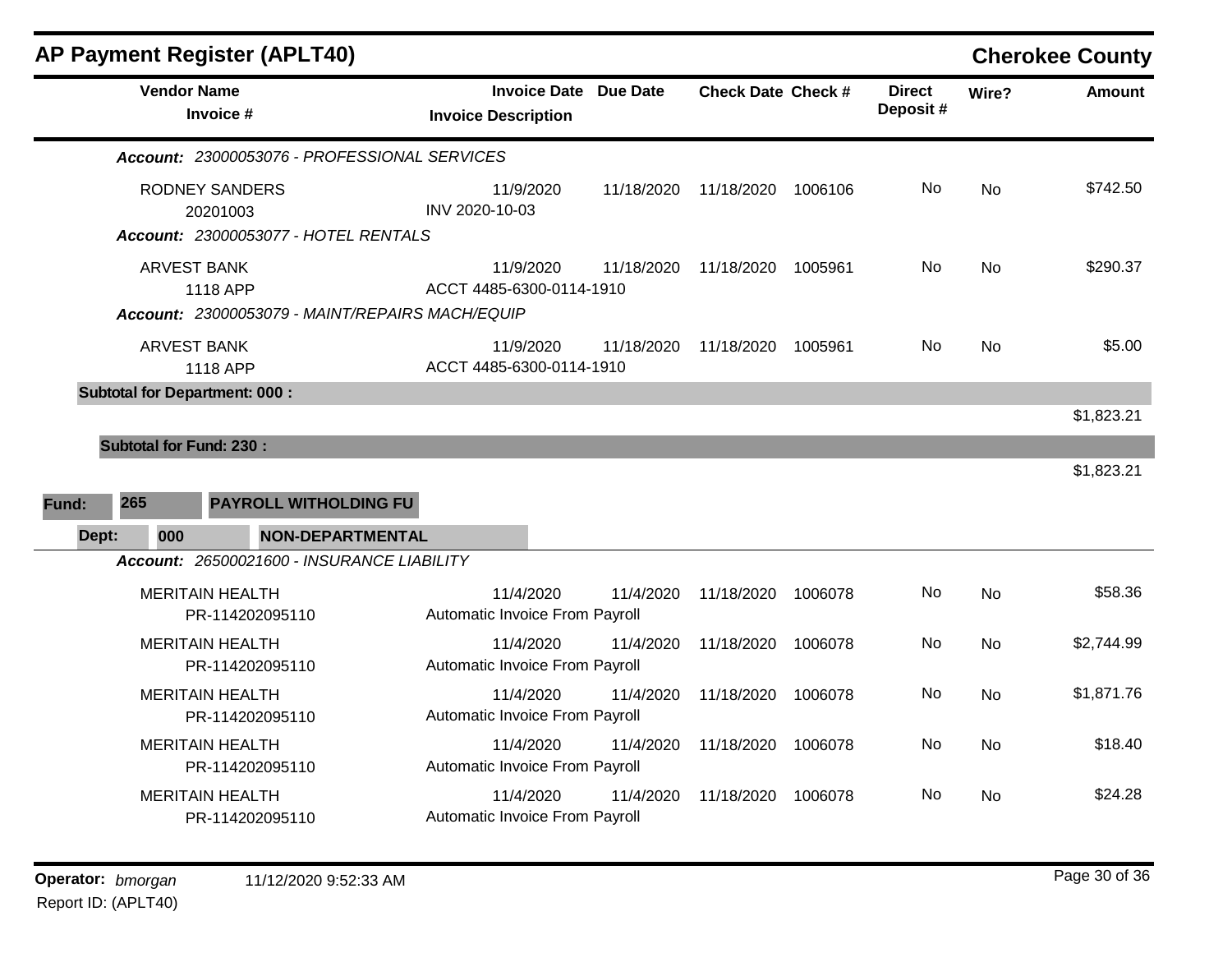## AP Payment Register (APLT40)

**Cherokee County**

| Vendor Name / Invoice # | Invoice Date / Invoice Description | Due Date | Check Date | Check # | Direct Deposit # | Wire? | Amount |
|---|---|---|---|---|---|---|---|
| ***Account: 23000053076 - PROFESSIONAL SERVICES*** | | | | | | | |
| RODNEY SANDERS<br>20201003 | 11/9/2020<br>INV 2020-10-03 | 11/18/2020 | 11/18/2020 | 1006106 | No | No | $742.50 |
| ***Account: 23000053077 - HOTEL RENTALS*** | | | | | | | |
| ARVEST BANK<br>1118 APP | 11/9/2020<br>ACCT 4485-6300-0114-1910 | 11/18/2020 | 11/18/2020 | 1005961 | No | No | $290.37 |
| ***Account: 23000053079 - MAINT/REPAIRS MACH/EQUIP*** | | | | | | | |
| ARVEST BANK<br>1118 APP | 11/9/2020<br>ACCT 4485-6300-0114-1910 | 11/18/2020 | 11/18/2020 | 1005961 | No | No | $5.00 |
| **Subtotal for Department: 000 :** | | | | | | | $1,823.21 |
| **Subtotal for Fund: 230 :** | | | | | | | $1,823.21 |

**Fund: 265 PAYROLL WITHOLDING FU**

**Dept: 000 NON-DEPARTMENTAL**

| Vendor Name / Invoice # | Invoice Date / Invoice Description | Due Date | Check Date | Check # | Direct Deposit # | Wire? | Amount |
|---|---|---|---|---|---|---|---|
| ***Account: 26500021600 - INSURANCE LIABILITY*** | | | | | | | |
| MERITAIN HEALTH<br>PR-114202095110 | 11/4/2020<br>Automatic Invoice From Payroll | 11/4/2020 | 11/18/2020 | 1006078 | No | No | $58.36 |
| MERITAIN HEALTH<br>PR-114202095110 | 11/4/2020<br>Automatic Invoice From Payroll | 11/4/2020 | 11/18/2020 | 1006078 | No | No | $2,744.99 |
| MERITAIN HEALTH<br>PR-114202095110 | 11/4/2020<br>Automatic Invoice From Payroll | 11/4/2020 | 11/18/2020 | 1006078 | No | No | $1,871.76 |
| MERITAIN HEALTH<br>PR-114202095110 | 11/4/2020<br>Automatic Invoice From Payroll | 11/4/2020 | 11/18/2020 | 1006078 | No | No | $18.40 |
| MERITAIN HEALTH<br>PR-114202095110 | 11/4/2020<br>Automatic Invoice From Payroll | 11/4/2020 | 11/18/2020 | 1006078 | No | No | $24.28 |

**Operator:** *bmorgan* 11/12/2020 9:52:33 AM

Report ID: (APLT40)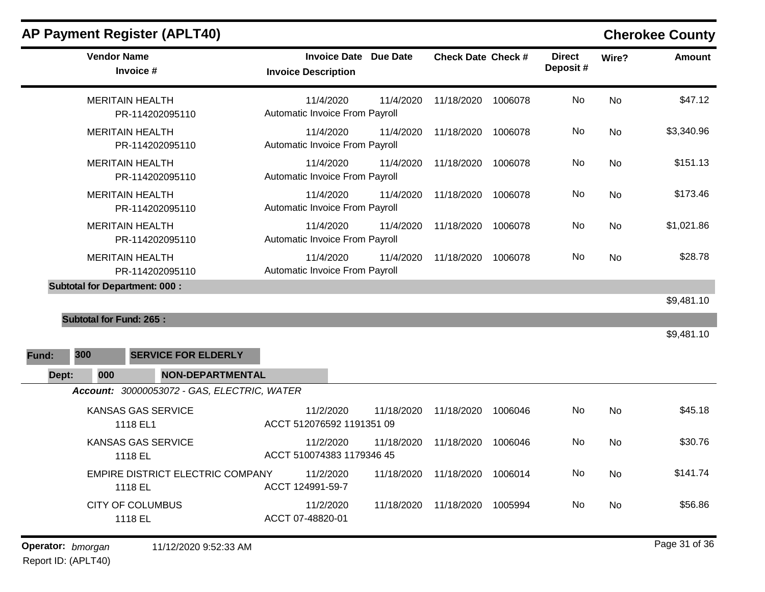## AP Payment Register (APLT40)

**Cherokee County**

| Vendor Name / Invoice # | Invoice Date | Due Date | Invoice Description | Check Date | Check # | Direct Deposit # | Wire? | Amount |
|---|---|---|---|---|---|---|---|---|
| MERITAIN HEALTH / PR-114202095110 | 11/4/2020 | 11/4/2020 | Automatic Invoice From Payroll | 11/18/2020 | 1006078 | No | No | $47.12 |
| MERITAIN HEALTH / PR-114202095110 | 11/4/2020 | 11/4/2020 | Automatic Invoice From Payroll | 11/18/2020 | 1006078 | No | No | $3,340.96 |
| MERITAIN HEALTH / PR-114202095110 | 11/4/2020 | 11/4/2020 | Automatic Invoice From Payroll | 11/18/2020 | 1006078 | No | No | $151.13 |
| MERITAIN HEALTH / PR-114202095110 | 11/4/2020 | 11/4/2020 | Automatic Invoice From Payroll | 11/18/2020 | 1006078 | No | No | $173.46 |
| MERITAIN HEALTH / PR-114202095110 | 11/4/2020 | 11/4/2020 | Automatic Invoice From Payroll | 11/18/2020 | 1006078 | No | No | $1,021.86 |
| MERITAIN HEALTH / PR-114202095110 | 11/4/2020 | 11/4/2020 | Automatic Invoice From Payroll | 11/18/2020 | 1006078 | No | No | $28.78 |

**Subtotal for Department: 000 :** $9,481.10

**Subtotal for Fund: 265 :** $9,481.10

**Fund: 300 SERVICE FOR ELDERLY**

**Dept: 000 NON-DEPARTMENTAL**

***Account:*** *30000053072 - GAS, ELECTRIC, WATER*

| Vendor Name / Invoice # | Invoice Date | Due Date | Invoice Description | Check Date | Check # | Direct Deposit # | Wire? | Amount |
|---|---|---|---|---|---|---|---|---|
| KANSAS GAS SERVICE / 1118 EL1 | 11/2/2020 | 11/18/2020 | ACCT 512076592 1191351 09 | 11/18/2020 | 1006046 | No | No | $45.18 |
| KANSAS GAS SERVICE / 1118 EL | 11/2/2020 | 11/18/2020 | ACCT 510074383 1179346 45 | 11/18/2020 | 1006046 | No | No | $30.76 |
| EMPIRE DISTRICT ELECTRIC COMPANY / 1118 EL | 11/2/2020 | 11/18/2020 | ACCT 124991-59-7 | 11/18/2020 | 1006014 | No | No | $141.74 |
| CITY OF COLUMBUS / 1118 EL | 11/2/2020 | 11/18/2020 | ACCT 07-48820-01 | 11/18/2020 | 1005994 | No | No | $56.86 |

**Operator:** *bmorgan* 11/12/2020 9:52:33 AM

Report ID: (APLT40)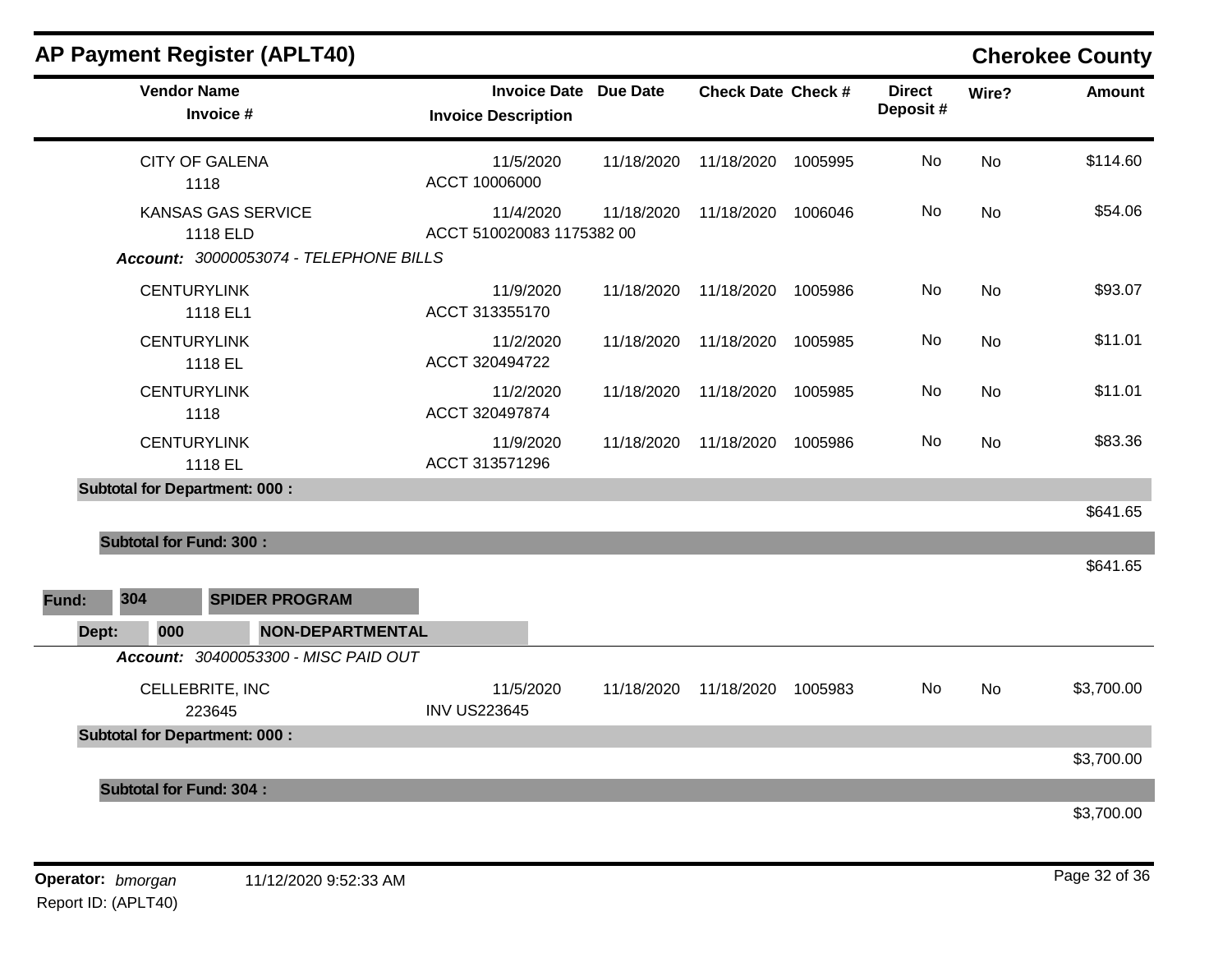# AP Payment Register (APLT40)

## Cherokee County

| Vendor Name / Invoice # | Invoice Date / Invoice Description | Due Date | Check Date | Check # | Direct Deposit # | Wire? | Amount |
|---|---|---|---|---|---|---|---|
| CITY OF GALENA<br>1118 | 11/5/2020<br>ACCT 10006000 | 11/18/2020 | 11/18/2020 | 1005995 | No | No | $114.60 |
| KANSAS GAS SERVICE<br>1118 ELD | 11/4/2020<br>ACCT 510020083 1175382 00 | 11/18/2020 | 11/18/2020 | 1006046 | No | No | $54.06 |
| ***Account:*** *30000053074 - TELEPHONE BILLS* | | | | | | | |
| CENTURYLINK<br>1118 EL1 | 11/9/2020<br>ACCT 313355170 | 11/18/2020 | 11/18/2020 | 1005986 | No | No | $93.07 |
| CENTURYLINK<br>1118 EL | 11/2/2020<br>ACCT 320494722 | 11/18/2020 | 11/18/2020 | 1005985 | No | No | $11.01 |
| CENTURYLINK<br>1118 | 11/2/2020<br>ACCT 320497874 | 11/18/2020 | 11/18/2020 | 1005985 | No | No | $11.01 |
| CENTURYLINK<br>1118 EL | 11/9/2020<br>ACCT 313571296 | 11/18/2020 | 11/18/2020 | 1005986 | No | No | $83.36 |
| **Subtotal for Department: 000 :** | | | | | | | $641.65 |
| **Subtotal for Fund: 300 :** | | | | | | | $641.65 |

**Fund: 304 SPIDER PROGRAM**

**Dept: 000 NON-DEPARTMENTAL**

| Vendor Name / Invoice # | Invoice Date / Invoice Description | Due Date | Check Date | Check # | Direct Deposit # | Wire? | Amount |
|---|---|---|---|---|---|---|---|
| ***Account:*** *30400053300 - MISC PAID OUT* | | | | | | | |
| CELLEBRITE, INC<br>223645 | 11/5/2020<br>INV US223645 | 11/18/2020 | 11/18/2020 | 1005983 | No | No | $3,700.00 |
| **Subtotal for Department: 000 :** | | | | | | | $3,700.00 |
| **Subtotal for Fund: 304 :** | | | | | | | $3,700.00 |

**Operator:** *bmorgan* 11/12/2020 9:52:33 AM

Report ID: (APLT40)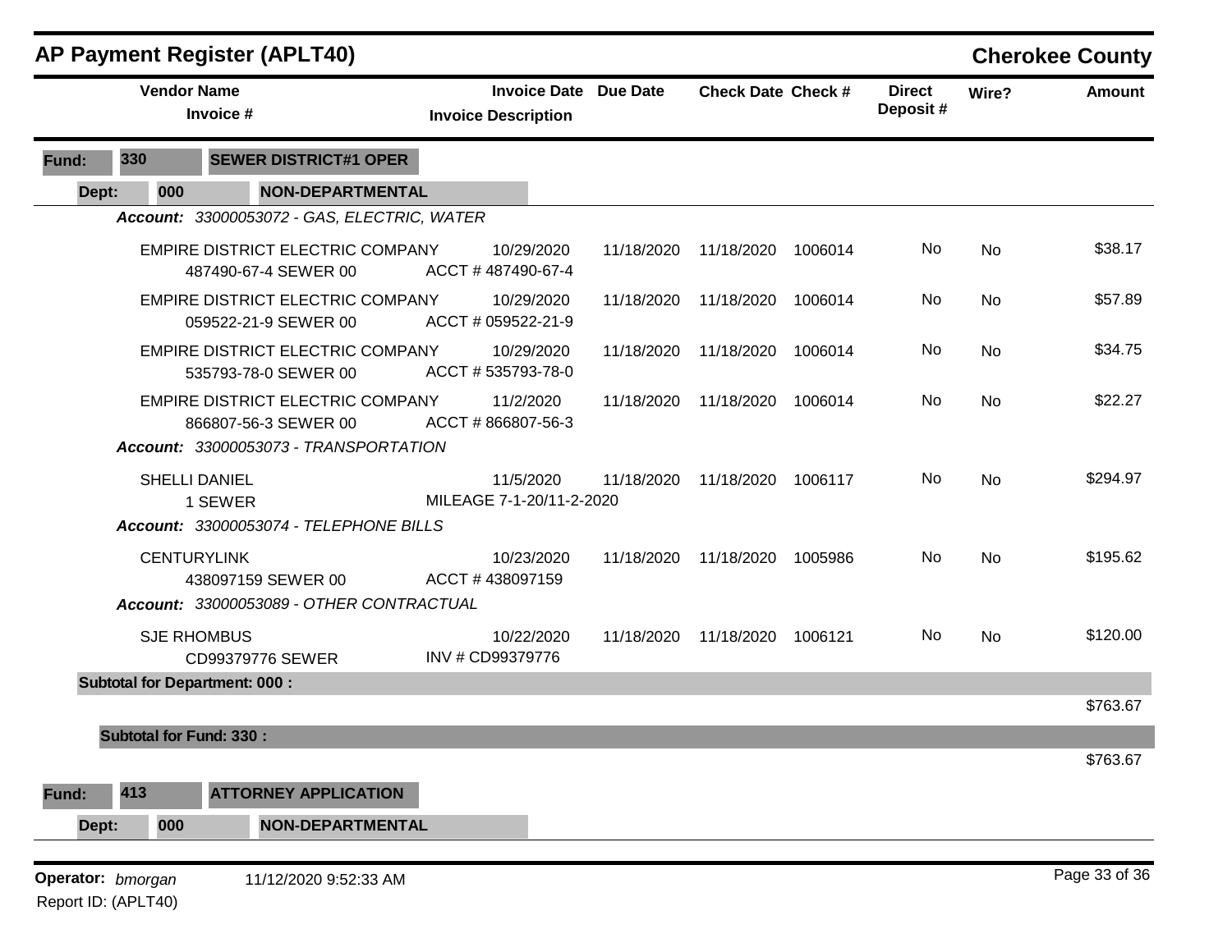# AP Payment Register (APLT40)

**Cherokee County**

| Vendor Name / Invoice # | Invoice Date / Invoice Description | Due Date | Check Date | Check # | Direct Deposit # | Wire? | Amount |
|---|---|---|---|---|---|---|---|
| **Fund: 330 SEWER DISTRICT#1 OPER** | | | | | | | |
| **Dept: 000 NON-DEPARTMENTAL** | | | | | | | |
| ***Account: 33000053072 - GAS, ELECTRIC, WATER*** | | | | | | | |
| EMPIRE DISTRICT ELECTRIC COMPANY<br>487490-67-4 SEWER 00 | 10/29/2020<br>ACCT # 487490-67-4 | 11/18/2020 | 11/18/2020 | 1006014 | No | No | $38.17 |
| EMPIRE DISTRICT ELECTRIC COMPANY<br>059522-21-9 SEWER 00 | 10/29/2020<br>ACCT # 059522-21-9 | 11/18/2020 | 11/18/2020 | 1006014 | No | No | $57.89 |
| EMPIRE DISTRICT ELECTRIC COMPANY<br>535793-78-0 SEWER 00 | 10/29/2020<br>ACCT # 535793-78-0 | 11/18/2020 | 11/18/2020 | 1006014 | No | No | $34.75 |
| EMPIRE DISTRICT ELECTRIC COMPANY<br>866807-56-3 SEWER 00 | 11/2/2020<br>ACCT # 866807-56-3 | 11/18/2020 | 11/18/2020 | 1006014 | No | No | $22.27 |
| ***Account: 33000053073 - TRANSPORTATION*** | | | | | | | |
| SHELLI DANIEL<br>1 SEWER | 11/5/2020<br>MILEAGE 7-1-20/11-2-2020 | 11/18/2020 | 11/18/2020 | 1006117 | No | No | $294.97 |
| ***Account: 33000053074 - TELEPHONE BILLS*** | | | | | | | |
| CENTURYLINK<br>438097159 SEWER 00 | 10/23/2020<br>ACCT # 438097159 | 11/18/2020 | 11/18/2020 | 1005986 | No | No | $195.62 |
| ***Account: 33000053089 - OTHER CONTRACTUAL*** | | | | | | | |
| SJE RHOMBUS<br>CD99379776 SEWER | 10/22/2020<br>INV # CD99379776 | 11/18/2020 | 11/18/2020 | 1006121 | No | No | $120.00 |
| **Subtotal for Department: 000 :** | | | | | | | $763.67 |
| **Subtotal for Fund: 330 :** | | | | | | | $763.67 |
| **Fund: 413 ATTORNEY APPLICATION** | | | | | | | |
| **Dept: 000 NON-DEPARTMENTAL** | | | | | | | |

**Operator:** *bmorgan* 11/12/2020 9:52:33 AM

Report ID: (APLT40)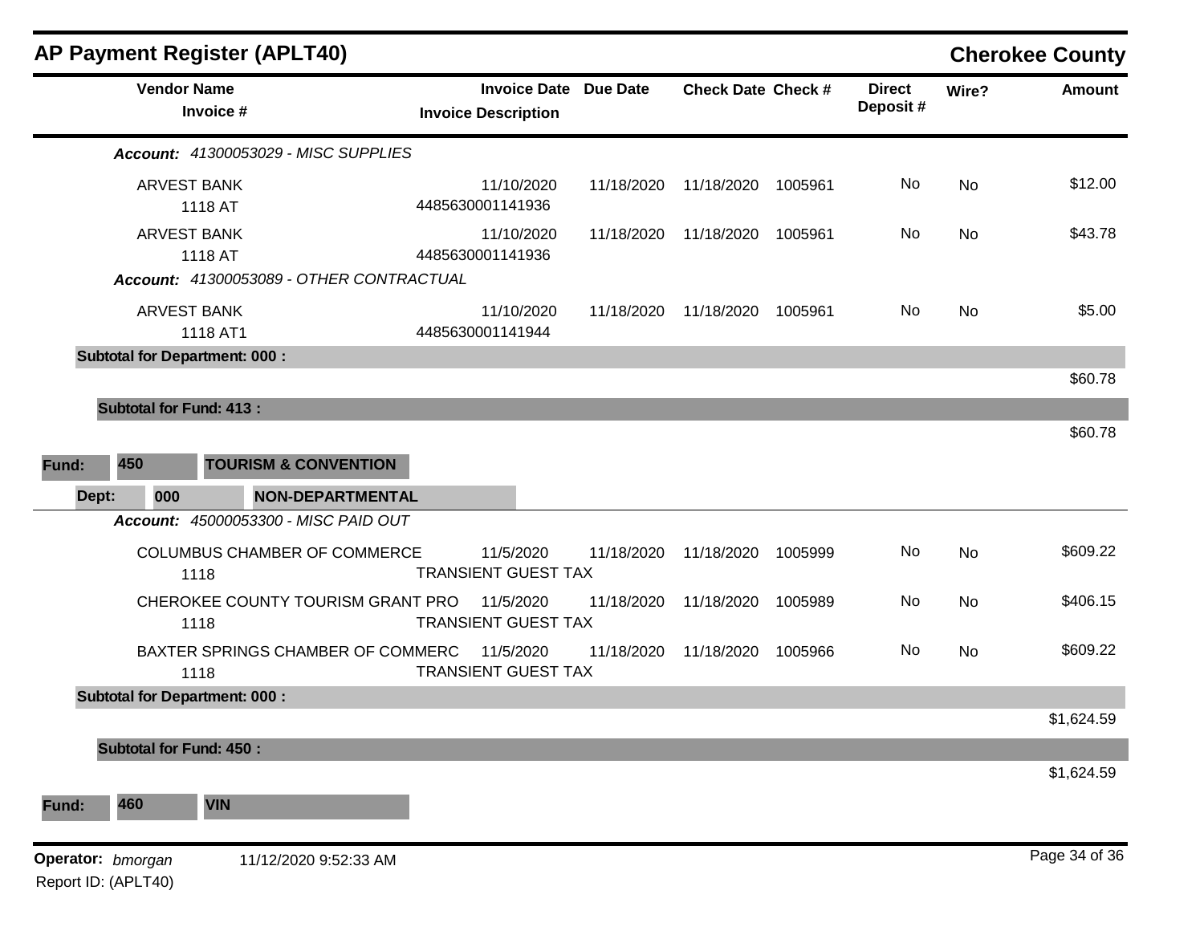# AP Payment Register (APLT40)

**Cherokee County**

| Vendor Name / Invoice # | Invoice Date / Invoice Description | Due Date | Check Date | Check # | Direct Deposit # | Wire? | Amount |
|---|---|---|---|---|---|---|---|
| ***Account:*** *41300053029 - MISC SUPPLIES* | | | | | | | |
| ARVEST BANK<br>1118 AT | 11/10/2020<br>4485630001141936 | 11/18/2020 | 11/18/2020 | 1005961 | No | No | $12.00 |
| ARVEST BANK<br>1118 AT | 11/10/2020<br>4485630001141936 | 11/18/2020 | 11/18/2020 | 1005961 | No | No | $43.78 |
| ***Account:*** *41300053089 - OTHER CONTRACTUAL* | | | | | | | |
| ARVEST BANK<br>1118 AT1 | 11/10/2020<br>4485630001141944 | 11/18/2020 | 11/18/2020 | 1005961 | No | No | $5.00 |
| **Subtotal for Department: 000 :** | | | | | | | $60.78 |
| **Subtotal for Fund: 413 :** | | | | | | | $60.78 |
| **Fund: 450 TOURISM & CONVENTION** | | | | | | | |
| **Dept: 000 NON-DEPARTMENTAL** | | | | | | | |
| ***Account:*** *45000053300 - MISC PAID OUT* | | | | | | | |
| COLUMBUS CHAMBER OF COMMERCE<br>1118 | 11/5/2020<br>TRANSIENT GUEST TAX | 11/18/2020 | 11/18/2020 | 1005999 | No | No | $609.22 |
| CHEROKEE COUNTY TOURISM GRANT PRO<br>1118 | 11/5/2020<br>TRANSIENT GUEST TAX | 11/18/2020 | 11/18/2020 | 1005989 | No | No | $406.15 |
| BAXTER SPRINGS CHAMBER OF COMMERC<br>1118 | 11/5/2020<br>TRANSIENT GUEST TAX | 11/18/2020 | 11/18/2020 | 1005966 | No | No | $609.22 |
| **Subtotal for Department: 000 :** | | | | | | | $1,624.59 |
| **Subtotal for Fund: 450 :** | | | | | | | $1,624.59 |
| **Fund: 460 VIN** | | | | | | | |

**Operator:** *bmorgan* 11/12/2020 9:52:33 AM
Report ID: (APLT40)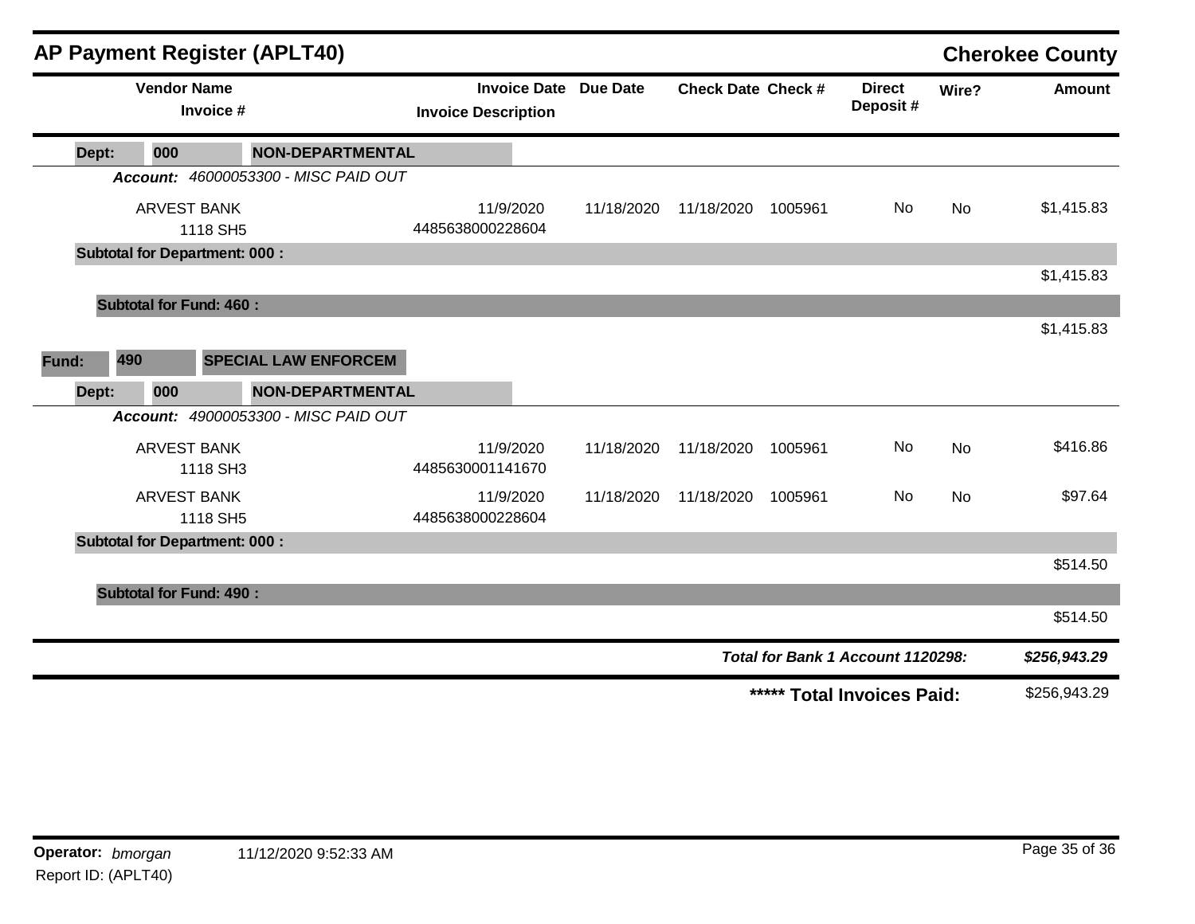## AP Payment Register (APLT40)

**Cherokee County**

| Vendor Name / Invoice # | Invoice Date / Invoice Description | Due Date | Check Date | Check # | Direct Deposit # | Wire? | Amount |
|---|---|---|---|---|---|---|---|
| **Dept: 000 NON-DEPARTMENTAL** | | | | | | | |
| ***Account: 46000053300 - MISC PAID OUT*** | | | | | | | |
| ARVEST BANK<br>1118 SH5 | 11/9/2020<br>4485638000228604 | 11/18/2020 | 11/18/2020 | 1005961 | No | No | $1,415.83 |
| **Subtotal for Department: 000 :** | | | | | | | $1,415.83 |
| **Subtotal for Fund: 460 :** | | | | | | | $1,415.83 |
| **Fund: 490 SPECIAL LAW ENFORCEM** | | | | | | | |
| **Dept: 000 NON-DEPARTMENTAL** | | | | | | | |
| ***Account: 49000053300 - MISC PAID OUT*** | | | | | | | |
| ARVEST BANK<br>1118 SH3 | 11/9/2020<br>4485630001141670 | 11/18/2020 | 11/18/2020 | 1005961 | No | No | $416.86 |
| ARVEST BANK<br>1118 SH5 | 11/9/2020<br>4485638000228604 | 11/18/2020 | 11/18/2020 | 1005961 | No | No | $97.64 |
| **Subtotal for Department: 000 :** | | | | | | | $514.50 |
| **Subtotal for Fund: 490 :** | | | | | | | $514.50 |

***Total for Bank 1 Account 1120298:*** ***$256,943.29***

**\*\*\*\*\* Total Invoices Paid:** $256,943.29

**Operator:** *bmorgan* 11/12/2020 9:52:33 AM

Report ID: (APLT40)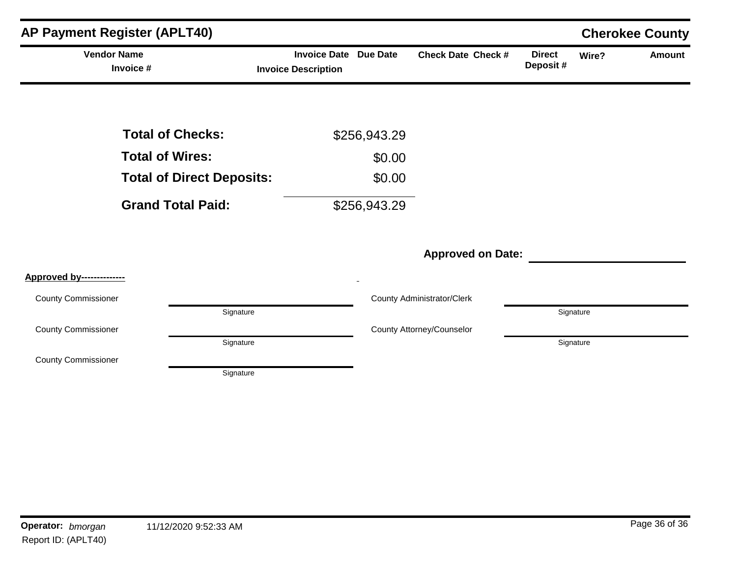## AP Payment Register (APLT40)

**Cherokee County**

| Vendor Name / Invoice # | Invoice Date / Invoice Description | Due Date | Check Date | Check # | Direct Deposit # | Wire? | Amount |
|---|---|---|---|---|---|---|---|

| | |
|---|---|
| **Total of Checks:** | $256,943.29 |
| **Total of Wires:** | $0.00 |
| **Total of Direct Deposits:** | $0.00 |
| **Grand Total Paid:** | $256,943.29 |

**Approved on Date:** ________________________

**Approved by--------------**

County Commissioner ________________________ Signature

County Administrator/Clerk ________________________ Signature

County Commissioner ________________________ Signature

County Attorney/Counselor ________________________ Signature

County Commissioner ________________________ Signature

**Operator:** *bmorgan* 11/12/2020 9:52:33 AM

Report ID: (APLT40)